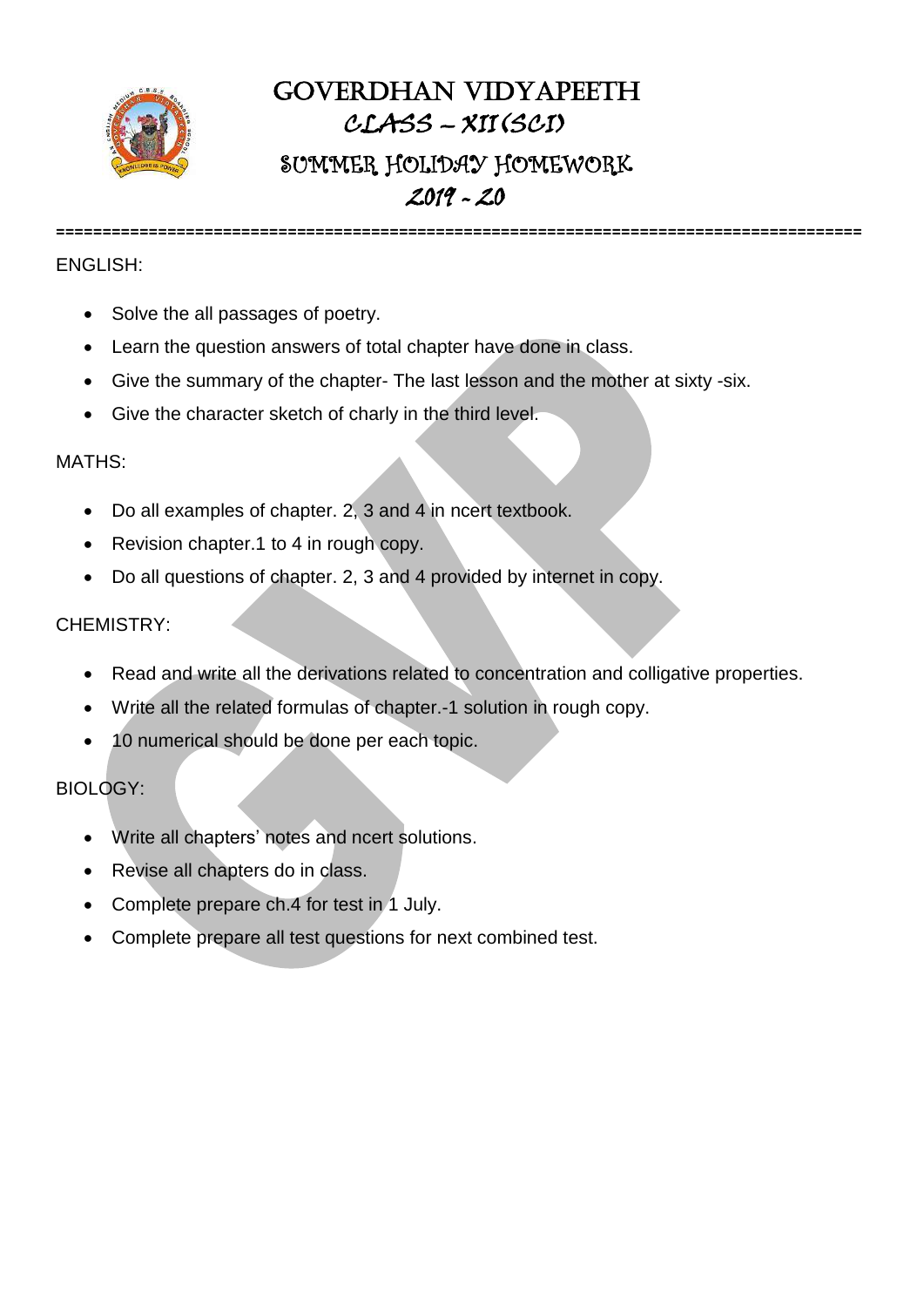# GOVERDHAN VIDYAPEETH

## CLASS – XII (SCI)

## SUMMER HOLIDAY HOMEWORK

## 2019 - 20

ENGLISH:

- Solve the all passages of poetry.
- Learn the question answers of total chapter have done in class.
- Give the summary of the chapter- The last lesson and the mother at sixty -six.
- Give the character sketch of charly in the third level.

MATHS:

- Do all examples of chapter. 2, 3 and 4 in ncert textbook.
- Revision chapter.1 to 4 in rough copy.
- Do all questions of chapter. 2, 3 and 4 provided by internet in copy.

CHEMISTRY:

- Read and write all the derivations related to concentration and colligative properties.
- Write all the related formulas of chapter.-1 solution in rough copy.
- 10 numerical should be done per each topic.

BIOLOGY:

- Write all chapters' notes and ncert solutions.
- Revise all chapters do in class.
- Complete prepare ch.4 for test in 1 July.
- Complete prepare all test questions for next combined test.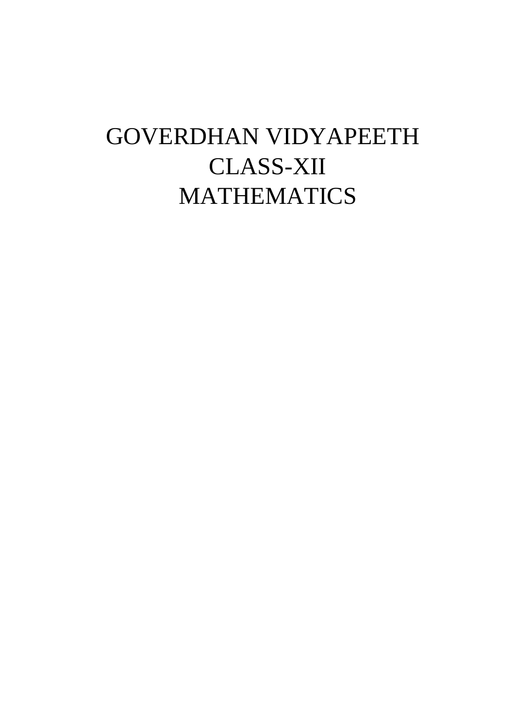# GOVERDHAN VIDYAPEETH
# CLASS-XII
# MATHEMATICS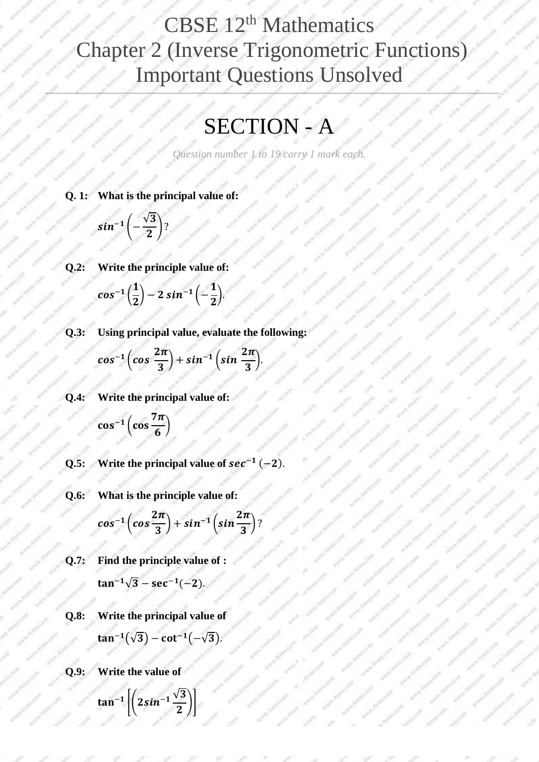# CBSE 12th Mathematics
# Chapter 2 (Inverse Trigonometric Functions)
# Important Questions Unsolved

## SECTION - A

*Question number 1 to 19 carry 1 mark each.*

**Q. 1: What is the principal value of:**

$$sin^{-1}\left(-\frac{\sqrt{3}}{2}\right)?$$

**Q.2: Write the principle value of:**

$$cos^{-1}\left(\frac{1}{2}\right) - 2\,sin^{-1}\left(-\frac{1}{2}\right).$$

**Q.3: Using principal value, evaluate the following:**

$$cos^{-1}\left(cos\,\frac{2\pi}{3}\right) + sin^{-1}\left(sin\,\frac{2\pi}{3}\right).$$

**Q.4: Write the principal value of:**

$$\cos^{-1}\left(\cos\frac{7\pi}{6}\right)$$

**Q.5: Write the principal value of $sec^{-1}(-2)$.**

**Q.6: What is the principle value of:**

$$cos^{-1}\left(cos\frac{2\pi}{3}\right) + sin^{-1}\left(sin\frac{2\pi}{3}\right)?$$

**Q.7: Find the principle value of :**

$$\tan^{-1}\sqrt{3} - \sec^{-1}(-2).$$

**Q.8: Write the principal value of**

$$\tan^{-1}(\sqrt{3}) - \cot^{-1}(-\sqrt{3}).$$

**Q.9: Write the value of**

$$\tan^{-1}\left[\left(2sin^{-1}\frac{\sqrt{3}}{2}\right)\right]$$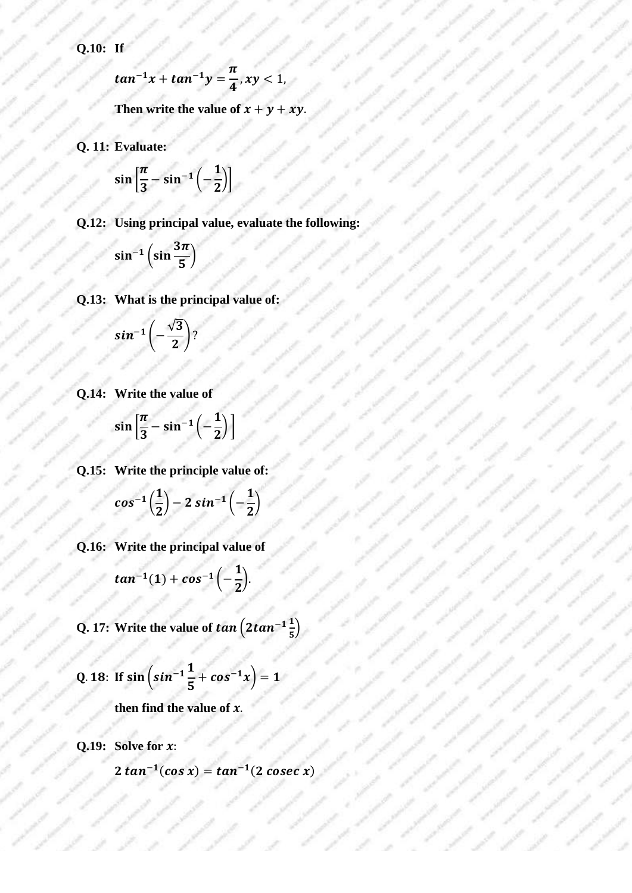**Q.10:** **If**

$$tan^{-1}x + tan^{-1}y = \frac{\pi}{4}, xy < 1,$$

**Then write the value of** $x + y + xy$.

**Q. 11:** **Evaluate:**

$$\sin\left[\frac{\pi}{3} - \sin^{-1}\left(-\frac{1}{2}\right)\right]$$

**Q.12:** **Using principal value, evaluate the following:**

$$\sin^{-1}\left(\sin\frac{3\pi}{5}\right)$$

**Q.13:** **What is the principal value of:**

$$sin^{-1}\left(-\frac{\sqrt{3}}{2}\right)?$$

**Q.14:** **Write the value of**

$$\sin\left[\frac{\pi}{3} - \sin^{-1}\left(-\frac{1}{2}\right)\right]$$

**Q.15:** **Write the principle value of:**

$$cos^{-1}\left(\frac{1}{2}\right) - 2\,sin^{-1}\left(-\frac{1}{2}\right)$$

**Q.16:** **Write the principal value of**

$$tan^{-1}(1) + cos^{-1}\left(-\frac{1}{2}\right).$$

**Q. 17:** **Write the value of** $tan\left(2tan^{-1}\frac{1}{5}\right)$

**Q. 18:** **If** $\sin\left(sin^{-1}\frac{1}{5} + cos^{-1}x\right) = 1$

**then find the value of** $x$.

**Q.19:** **Solve for** $x$:

$$2\,tan^{-1}(cos\,x) = tan^{-1}(2\,cosec\,x)$$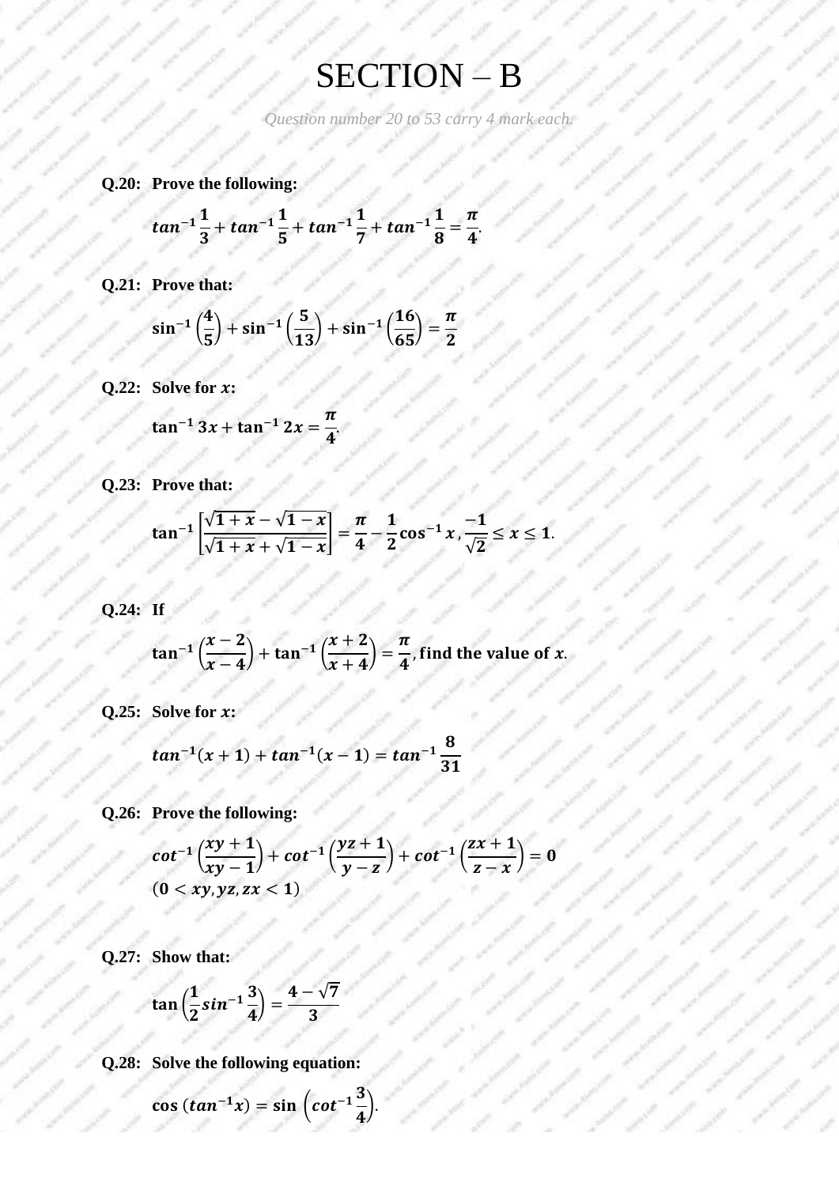# SECTION – B

*Question number 20 to 53 carry 4 mark each.*

**Q.20: Prove the following:**

$$tan^{-1}\frac{1}{3} + tan^{-1}\frac{1}{5} + tan^{-1}\frac{1}{7} + tan^{-1}\frac{1}{8} = \frac{\pi}{4}.$$

**Q.21: Prove that:**

$$\sin^{-1}\left(\frac{4}{5}\right) + \sin^{-1}\left(\frac{5}{13}\right) + \sin^{-1}\left(\frac{16}{65}\right) = \frac{\pi}{2}$$

**Q.22: Solve for $x$:**

$$\tan^{-1} 3x + \tan^{-1} 2x = \frac{\pi}{4}.$$

**Q.23: Prove that:**

$$\tan^{-1}\left[\frac{\sqrt{1+x} - \sqrt{1-x}}{\sqrt{1+x} + \sqrt{1-x}}\right] = \frac{\pi}{4} - \frac{1}{2}\cos^{-1} x, \frac{-1}{\sqrt{2}} \leq x \leq 1.$$

**Q.24: If**

$$\tan^{-1}\left(\frac{x-2}{x-4}\right) + \tan^{-1}\left(\frac{x+2}{x+4}\right) = \frac{\pi}{4}, \text{find the value of } x.$$

**Q.25: Solve for $x$:**

$$tan^{-1}(x+1) + tan^{-1}(x-1) = tan^{-1}\frac{8}{31}$$

**Q.26: Prove the following:**

$$cot^{-1}\left(\frac{xy+1}{xy-1}\right) + cot^{-1}\left(\frac{yz+1}{y-z}\right) + cot^{-1}\left(\frac{zx+1}{z-x}\right) = 0$$
$(0 < xy, yz, zx < 1)$

**Q.27: Show that:**

$$\tan\left(\frac{1}{2}sin^{-1}\frac{3}{4}\right) = \frac{4-\sqrt{7}}{3}$$

**Q.28: Solve the following equation:**

$$\cos\left(tan^{-1}x\right) = \sin\left(cot^{-1}\frac{3}{4}\right).$$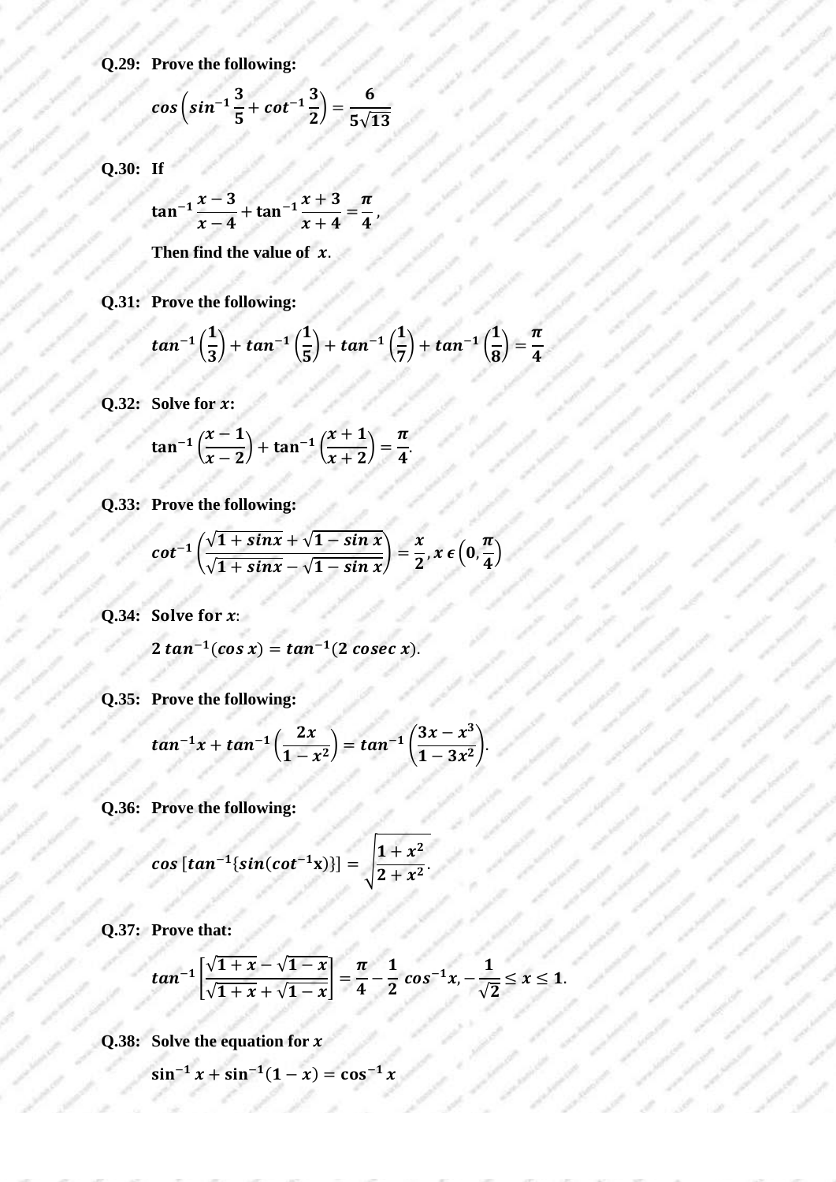**Q.29: Prove the following:**

$$\cos\left(\sin^{-1}\frac{3}{5} + \cot^{-1}\frac{3}{2}\right) = \frac{6}{5\sqrt{13}}$$

**Q.30: If**

$$\tan^{-1}\frac{x-3}{x-4} + \tan^{-1}\frac{x+3}{x+4} = \frac{\pi}{4},$$

**Then find the value of $x$.**

**Q.31: Prove the following:**

$$\tan^{-1}\left(\frac{1}{3}\right) + \tan^{-1}\left(\frac{1}{5}\right) + \tan^{-1}\left(\frac{1}{7}\right) + \tan^{-1}\left(\frac{1}{8}\right) = \frac{\pi}{4}$$

**Q.32: Solve for $x$:**

$$\tan^{-1}\left(\frac{x-1}{x-2}\right) + \tan^{-1}\left(\frac{x+1}{x+2}\right) = \frac{\pi}{4}.$$

**Q.33: Prove the following:**

$$\cot^{-1}\left(\frac{\sqrt{1+\sin x} + \sqrt{1-\sin x}}{\sqrt{1+\sin x} - \sqrt{1-\sin x}}\right) = \frac{x}{2}, x \in \left(0, \frac{\pi}{4}\right)$$

**Q.34: Solve for $x$:**

$$2\tan^{-1}(\cos x) = \tan^{-1}(2\,\mathrm{cosec}\,x).$$

**Q.35: Prove the following:**

$$\tan^{-1}x + \tan^{-1}\left(\frac{2x}{1-x^2}\right) = \tan^{-1}\left(\frac{3x-x^3}{1-3x^2}\right).$$

**Q.36: Prove the following:**

$$\cos\left[\tan^{-1}\{\sin(\cot^{-1}x)\}\right] = \sqrt{\frac{1+x^2}{2+x^2}}.$$

**Q.37: Prove that:**

$$\tan^{-1}\left[\frac{\sqrt{1+x} - \sqrt{1-x}}{\sqrt{1+x} + \sqrt{1-x}}\right] = \frac{\pi}{4} - \frac{1}{2}\cos^{-1}x, -\frac{1}{\sqrt{2}} \le x \le 1.$$

**Q.38: Solve the equation for $x$**

$$\sin^{-1}x + \sin^{-1}(1-x) = \cos^{-1}x$$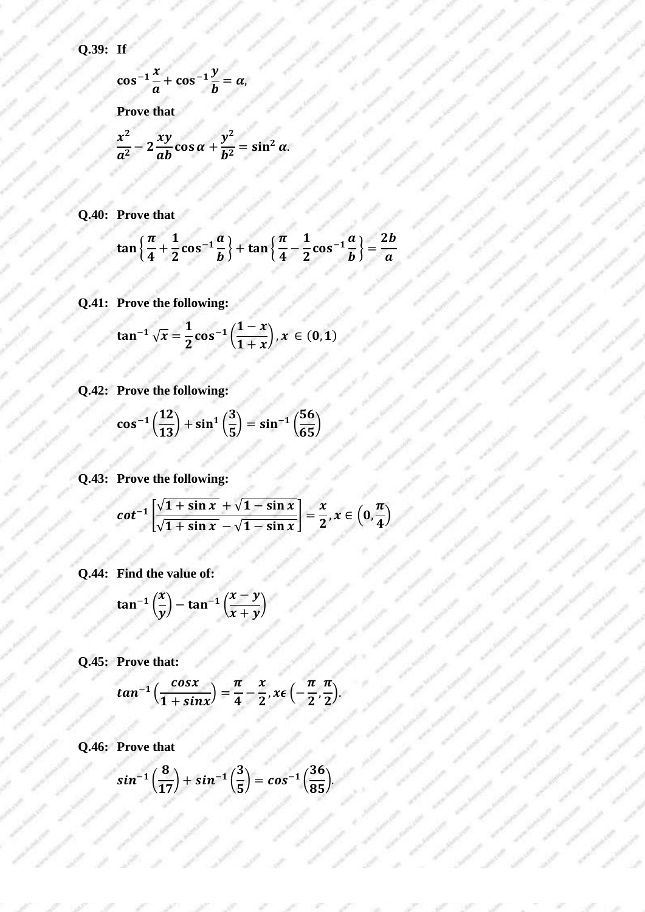**Q.39:** If

$$\cos^{-1}\frac{x}{a}+\cos^{-1}\frac{y}{b}=\alpha,$$

**Prove that**

$$\frac{x^2}{a^2}-2\frac{xy}{ab}\cos\alpha+\frac{y^2}{b^2}=\sin^2\alpha.$$

**Q.40:** Prove that

$$\tan\left\{\frac{\pi}{4}+\frac{1}{2}\cos^{-1}\frac{a}{b}\right\}+\tan\left\{\frac{\pi}{4}-\frac{1}{2}\cos^{-1}\frac{a}{b}\right\}=\frac{2b}{a}$$

**Q.41:** Prove the following:

$$\tan^{-1}\sqrt{x}=\frac{1}{2}\cos^{-1}\left(\frac{1-x}{1+x}\right), x\in(0,1)$$

**Q.42:** Prove the following:

$$\cos^{-1}\left(\frac{12}{13}\right)+\sin^{1}\left(\frac{3}{5}\right)=\sin^{-1}\left(\frac{56}{65}\right)$$

**Q.43:** Prove the following:

$$cot^{-1}\left[\frac{\sqrt{1+\sin x}+\sqrt{1-\sin x}}{\sqrt{1+\sin x}-\sqrt{1-\sin x}}\right]=\frac{x}{2}, x\in\left(0,\frac{\pi}{4}\right)$$

**Q.44:** Find the value of:

$$\tan^{-1}\left(\frac{x}{y}\right)-\tan^{-1}\left(\frac{x-y}{x+y}\right)$$

**Q.45:** Prove that:

$$tan^{-1}\left(\frac{cosx}{1+sinx}\right)=\frac{\pi}{4}-\frac{x}{2}, x\epsilon\left(-\frac{\pi}{2},\frac{\pi}{2}\right).$$

**Q.46:** Prove that

$$sin^{-1}\left(\frac{8}{17}\right)+sin^{-1}\left(\frac{3}{5}\right)=cos^{-1}\left(\frac{36}{85}\right).$$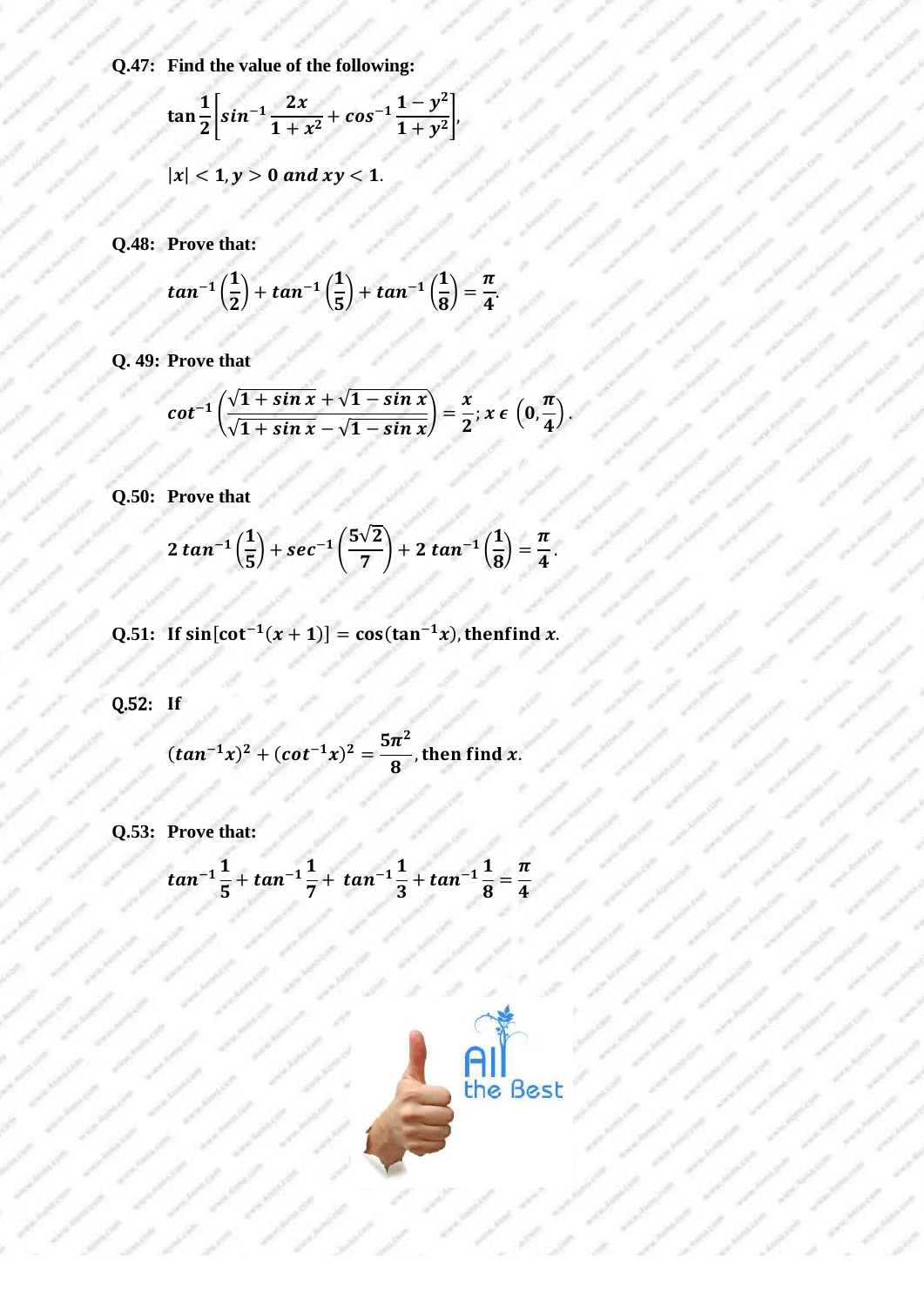**Q.47: Find the value of the following:**

$$\tan\frac{1}{2}\left[\sin^{-1}\frac{2x}{1+x^2}+\cos^{-1}\frac{1-y^2}{1+y^2}\right],$$

$$|x|<1, y>0 \; and \; xy<1.$$

**Q.48: Prove that:**

$$\tan^{-1}\left(\frac{1}{2}\right)+\tan^{-1}\left(\frac{1}{5}\right)+\tan^{-1}\left(\frac{1}{8}\right)=\frac{\pi}{4}.$$

**Q. 49: Prove that**

$$\cot^{-1}\left(\frac{\sqrt{1+\sin x}+\sqrt{1-\sin x}}{\sqrt{1+\sin x}-\sqrt{1-\sin x}}\right)=\frac{x}{2}; x \in \left(0,\frac{\pi}{4}\right).$$

**Q.50: Prove that**

$$2\tan^{-1}\left(\frac{1}{5}\right)+\sec^{-1}\left(\frac{5\sqrt{2}}{7}\right)+2\tan^{-1}\left(\frac{1}{8}\right)=\frac{\pi}{4}.$$

**Q.51: If $\sin[\cot^{-1}(x+1)]=\cos(\tan^{-1}x)$, thenfind $x$.**

**Q.52: If**

$$(\tan^{-1}x)^2+(\cot^{-1}x)^2=\frac{5\pi^2}{8}, \text{then find } x.$$

**Q.53: Prove that:**

$$\tan^{-1}\frac{1}{5}+\tan^{-1}\frac{1}{7}+\tan^{-1}\frac{1}{3}+\tan^{-1}\frac{1}{8}=\frac{\pi}{4}$$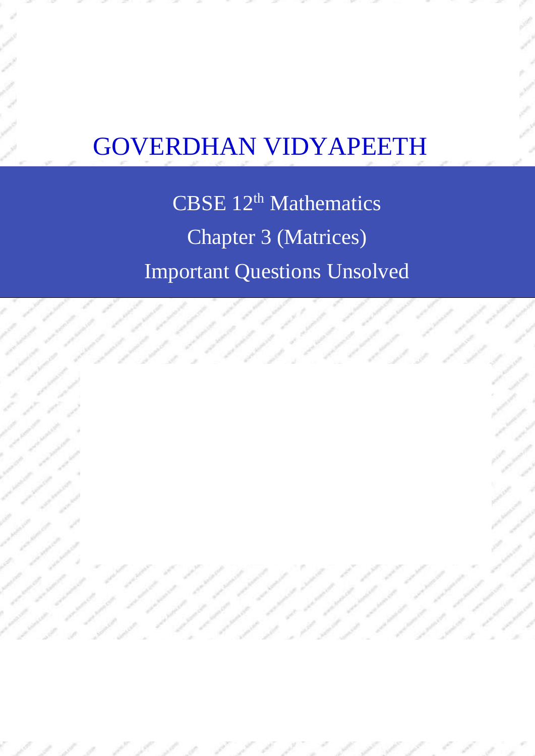# GOVERDHAN VIDYAPEETH

CBSE 12th Mathematics

Chapter 3 (Matrices)

Important Questions Unsolved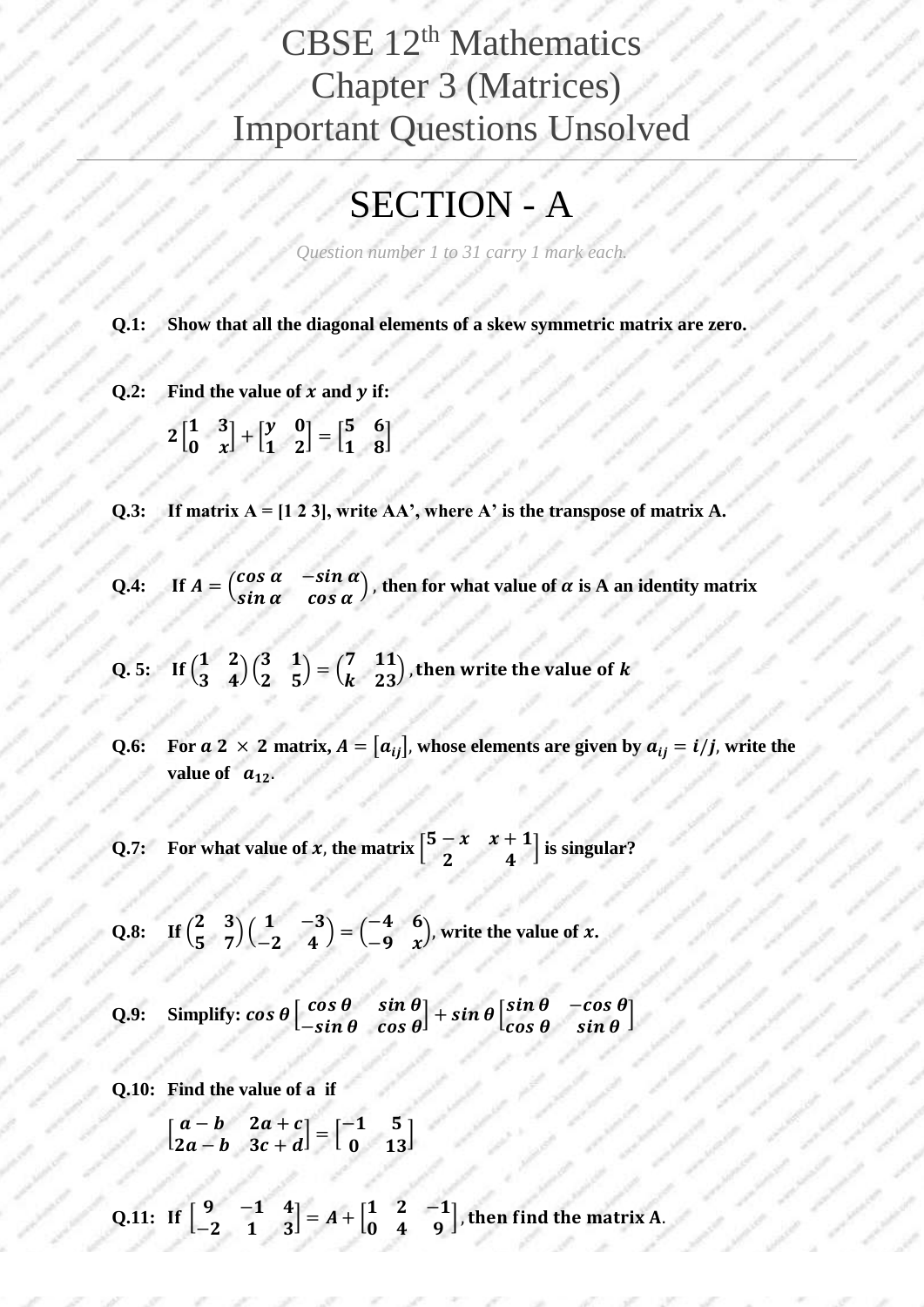# CBSE 12th Mathematics Chapter 3 (Matrices) Important Questions Unsolved

## SECTION - A

*Question number 1 to 31 carry 1 mark each.*

**Q.1:** **Show that all the diagonal elements of a skew symmetric matrix are zero.**

**Q.2:** **Find the value of $x$ and $y$ if:**

$$2\begin{bmatrix} 1 & 3 \\ 0 & x \end{bmatrix} + \begin{bmatrix} y & 0 \\ 1 & 2 \end{bmatrix} = \begin{bmatrix} 5 & 6 \\ 1 & 8 \end{bmatrix}$$

**Q.3:** **If matrix A = [1 2 3], write AA', where A' is the transpose of matrix A.**

**Q.4:** **If $A = \begin{pmatrix} \cos\alpha & -\sin\alpha \\ \sin\alpha & \cos\alpha \end{pmatrix}$, then for what value of $\alpha$ is A an identity matrix**

**Q. 5:** **If $\begin{pmatrix} 1 & 2 \\ 3 & 4 \end{pmatrix}\begin{pmatrix} 3 & 1 \\ 2 & 5 \end{pmatrix} = \begin{pmatrix} 7 & 11 \\ k & 23 \end{pmatrix}$, then write the value of $k$**

**Q.6:** **For a $2 \times 2$ matrix, $A = [a_{ij}]$, whose elements are given by $a_{ij} = i/j$, write the value of $a_{12}$.**

**Q.7:** **For what value of $x$, the matrix $\begin{bmatrix} 5-x & x+1 \\ 2 & 4 \end{bmatrix}$ is singular?**

**Q.8:** **If $\begin{pmatrix} 2 & 3 \\ 5 & 7 \end{pmatrix}\begin{pmatrix} 1 & -3 \\ -2 & 4 \end{pmatrix} = \begin{pmatrix} -4 & 6 \\ -9 & x \end{pmatrix}$, write the value of $x$.**

**Q.9:** **Simplify: $\cos\theta\begin{bmatrix} \cos\theta & \sin\theta \\ -\sin\theta & \cos\theta \end{bmatrix} + \sin\theta\begin{bmatrix} \sin\theta & -\cos\theta \\ \cos\theta & \sin\theta \end{bmatrix}$**

**Q.10:** **Find the value of a if**

$$\begin{bmatrix} a-b & 2a+c \\ 2a-b & 3c+d \end{bmatrix} = \begin{bmatrix} -1 & 5 \\ 0 & 13 \end{bmatrix}$$

**Q.11:** **If $\begin{bmatrix} 9 & -1 & 4 \\ -2 & 1 & 3 \end{bmatrix} = A + \begin{bmatrix} 1 & 2 & -1 \\ 0 & 4 & 9 \end{bmatrix}$, then find the matrix A.**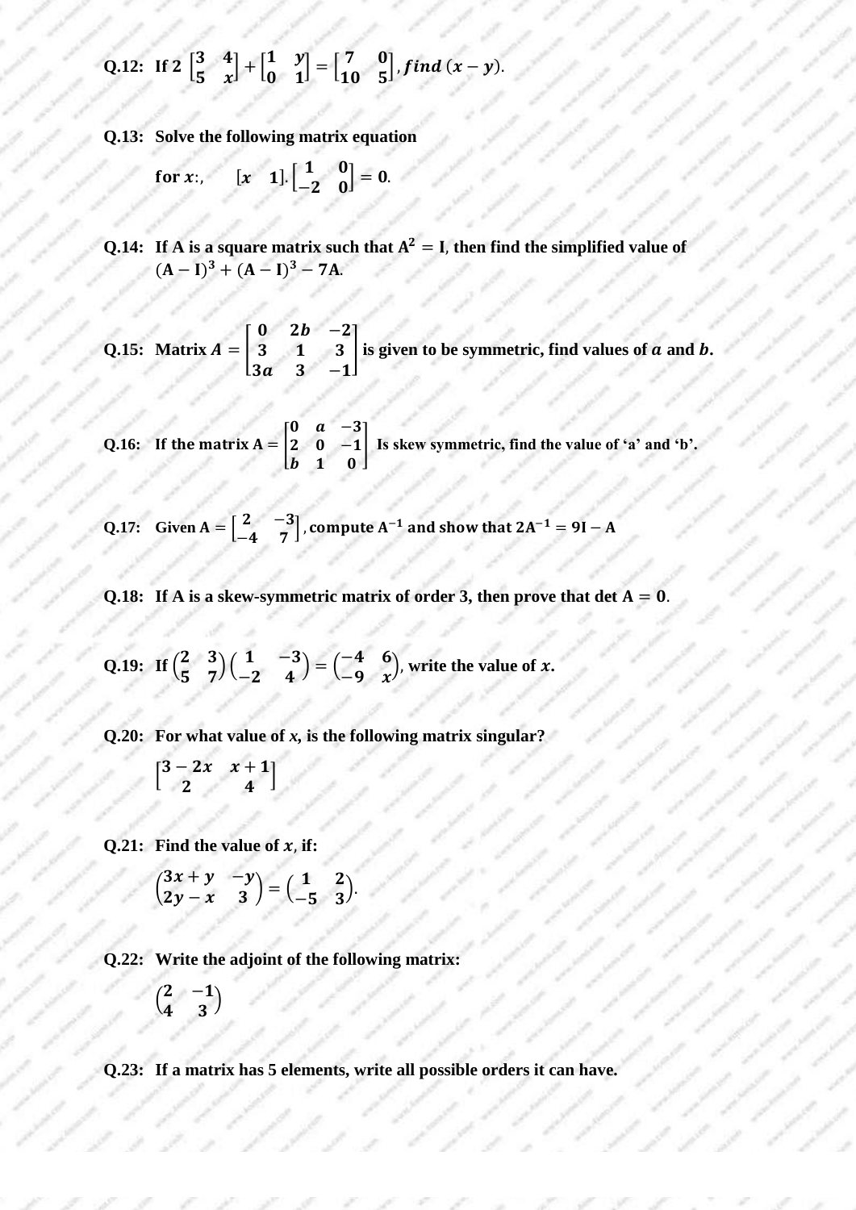**Q.12:** If $2\begin{bmatrix} 3 & 4 \\ 5 & x \end{bmatrix} + \begin{bmatrix} 1 & y \\ 0 & 1 \end{bmatrix} = \begin{bmatrix} 7 & 0 \\ 10 & 5 \end{bmatrix}$, $find\ (x - y)$.

**Q.13:** **Solve the following matrix equation**

**for** $x$:, $\quad [x \quad 1].\begin{bmatrix} 1 & 0 \\ -2 & 0 \end{bmatrix} = \mathbf{0}$.

**Q.14:** **If A is a square matrix such that** $A^2 = I$, **then find the simplified value of** $(A - I)^3 + (A - I)^3 - 7A$.

**Q.15:** **Matrix** $A = \begin{bmatrix} 0 & 2b & -2 \\ 3 & 1 & 3 \\ 3a & 3 & -1 \end{bmatrix}$ **is given to be symmetric, find values of** $a$ **and** $b$.

**Q.16:** **If the matrix** $A = \begin{bmatrix} 0 & a & -3 \\ 2 & 0 & -1 \\ b & 1 & 0 \end{bmatrix}$ **Is skew symmetric, find the value of 'a' and 'b'.**

**Q.17:** **Given** $A = \begin{bmatrix} 2 & -3 \\ -4 & 7 \end{bmatrix}$, **compute** $A^{-1}$ **and show that** $2A^{-1} = 9I - A$

**Q.18:** **If A is a skew-symmetric matrix of order 3, then prove that** $\det A = 0$.

**Q.19:** **If** $\begin{pmatrix} 2 & 3 \\ 5 & 7 \end{pmatrix}\begin{pmatrix} 1 & -3 \\ -2 & 4 \end{pmatrix} = \begin{pmatrix} -4 & 6 \\ -9 & x \end{pmatrix}$, **write the value of** $x$.

**Q.20:** **For what value of** $x$**, is the following matrix singular?**

$$\begin{bmatrix} 3 - 2x & x + 1 \\ 2 & 4 \end{bmatrix}$$

**Q.21:** **Find the value of** $x$, **if:**

$$\begin{pmatrix} 3x + y & -y \\ 2y - x & 3 \end{pmatrix} = \begin{pmatrix} 1 & 2 \\ -5 & 3 \end{pmatrix}.$$

**Q.22:** **Write the adjoint of the following matrix:**

$$\begin{pmatrix} 2 & -1 \\ 4 & 3 \end{pmatrix}$$

**Q.23:** **If a matrix has 5 elements, write all possible orders it can have.**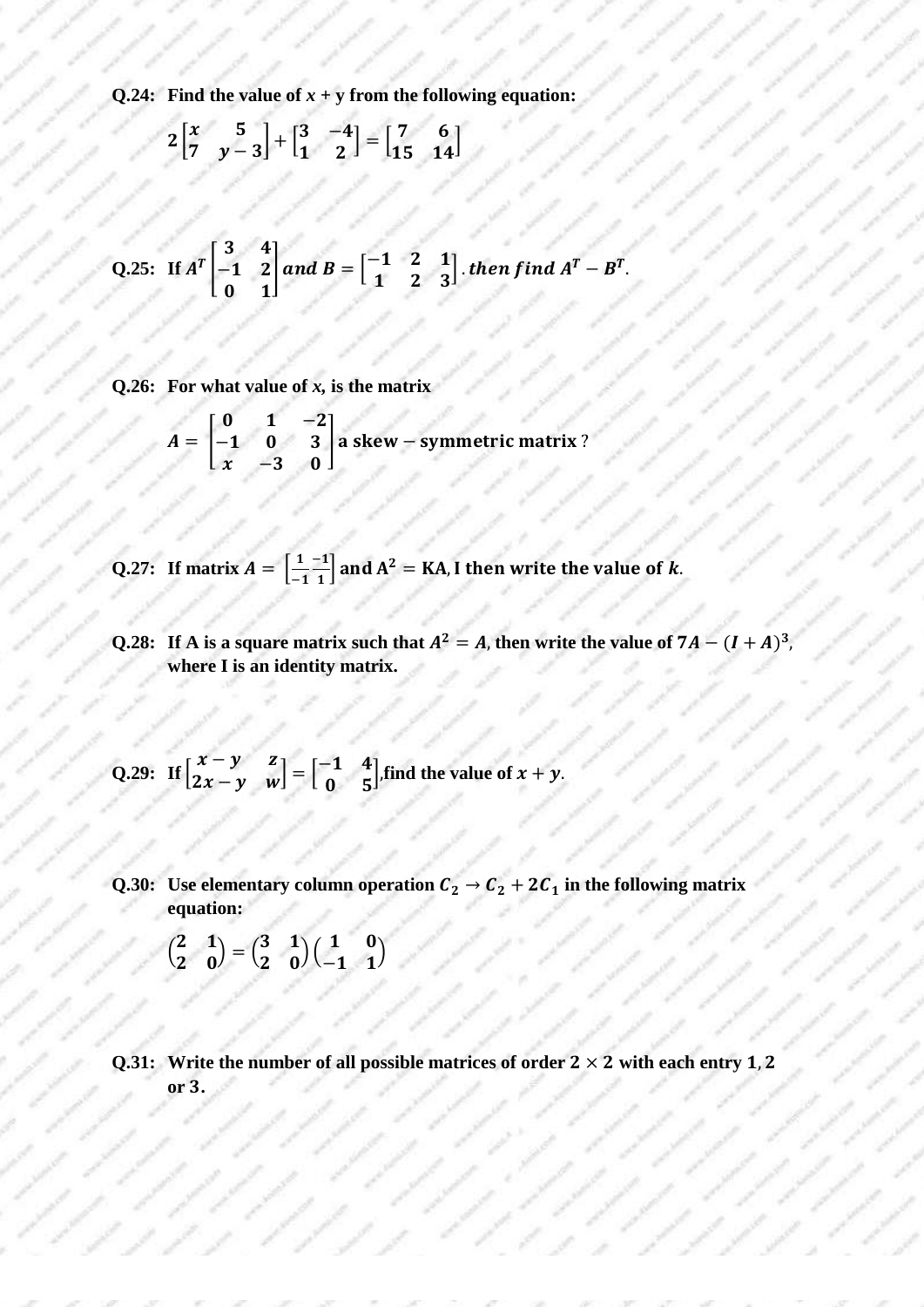**Q.24:** **Find the value of $x$ + y from the following equation:**

$$2\begin{bmatrix} x & 5 \\ 7 & y-3 \end{bmatrix} + \begin{bmatrix} 3 & -4 \\ 1 & 2 \end{bmatrix} = \begin{bmatrix} 7 & 6 \\ 15 & 14 \end{bmatrix}$$

**Q.25:** **If** $A^T \begin{bmatrix} 3 & 4 \\ -1 & 2 \\ 0 & 1 \end{bmatrix}$ $and\ B = \begin{bmatrix} -1 & 2 & 1 \\ 1 & 2 & 3 \end{bmatrix}$. $then\ find\ A^T - B^T$.

**Q.26:** **For what value of $x$, is the matrix**

$$A = \begin{bmatrix} 0 & 1 & -2 \\ -1 & 0 & 3 \\ x & -3 & 0 \end{bmatrix} \text{ a skew} - \text{symmetric matrix ?}$$

**Q.27:** **If matrix** $A = \begin{bmatrix} 1 & -1 \\ -1 & 1 \end{bmatrix}$ **and** $A^2 = KA$, **I then write the value of** $k$.

**Q.28:** **If A is a square matrix such that** $A^2 = A$, **then write the value of** $7A - (I + A)^3$, **where I is an identity matrix.**

**Q.29:** **If** $\begin{bmatrix} x-y & z \\ 2x-y & w \end{bmatrix} = \begin{bmatrix} -1 & 4 \\ 0 & 5 \end{bmatrix}$,**find the value of** $x + y$.

**Q.30:** **Use elementary column operation** $C_2 \to C_2 + 2C_1$ **in the following matrix equation:**

$$\begin{pmatrix} 2 & 1 \\ 2 & 0 \end{pmatrix} = \begin{pmatrix} 3 & 1 \\ 2 & 0 \end{pmatrix}\begin{pmatrix} 1 & 0 \\ -1 & 1 \end{pmatrix}$$

**Q.31:** **Write the number of all possible matrices of order** $2 \times 2$ **with each entry** $1, 2$ **or** $3$.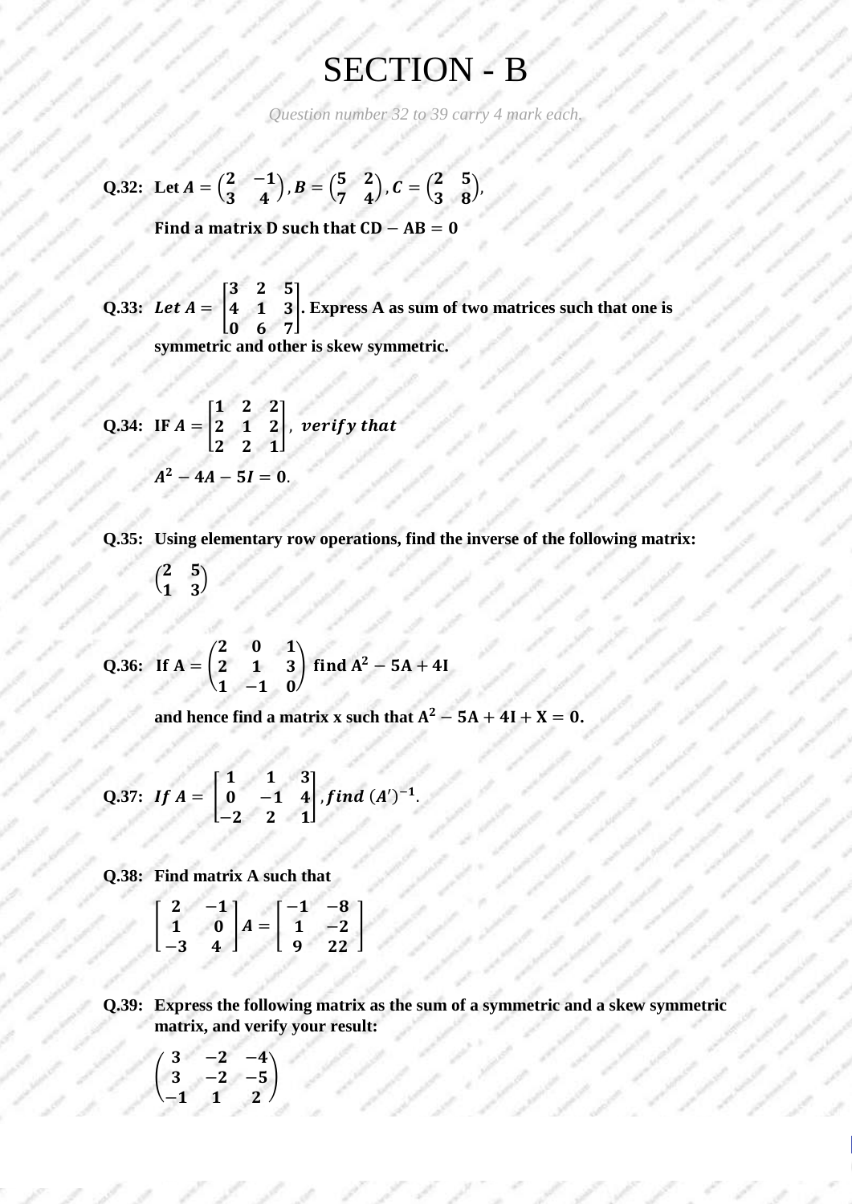# SECTION - B

*Question number 32 to 39 carry 4 mark each.*

**Q.32:** Let $A = \begin{pmatrix} 2 & -1 \\ 3 & 4 \end{pmatrix}, B = \begin{pmatrix} 5 & 2 \\ 7 & 4 \end{pmatrix}, C = \begin{pmatrix} 2 & 5 \\ 3 & 8 \end{pmatrix},$

**Find a matrix D such that $CD - AB = 0$**

**Q.33:** $Let\ A = \begin{bmatrix} 3 & 2 & 5 \\ 4 & 1 & 3 \\ 0 & 6 & 7 \end{bmatrix}$. **Express A as sum of two matrices such that one is symmetric and other is skew symmetric.**

**Q.34:** **IF** $A = \begin{bmatrix} 1 & 2 & 2 \\ 2 & 1 & 2 \\ 2 & 2 & 1 \end{bmatrix}, \ verify\ that$

$A^2 - 4A - 5I = 0.$

**Q.35:** **Using elementary row operations, find the inverse of the following matrix:**

$\begin{pmatrix} 2 & 5 \\ 1 & 3 \end{pmatrix}$

**Q.36:** **If** $A = \begin{pmatrix} 2 & 0 & 1 \\ 2 & 1 & 3 \\ 1 & -1 & 0 \end{pmatrix}$ **find** $A^2 - 5A + 4I$

**and hence find a matrix x such that** $A^2 - 5A + 4I + X = 0.$

**Q.37:** $If\ A = \begin{bmatrix} 1 & 1 & 3 \\ 0 & -1 & 4 \\ -2 & 2 & 1 \end{bmatrix}, find\ (A')^{-1}.$

**Q.38:** **Find matrix A such that**

$\begin{bmatrix} 2 & -1 \\ 1 & 0 \\ -3 & 4 \end{bmatrix} A = \begin{bmatrix} -1 & -8 \\ 1 & -2 \\ 9 & 22 \end{bmatrix}$

**Q.39:** **Express the following matrix as the sum of a symmetric and a skew symmetric matrix, and verify your result:**

$\begin{pmatrix} 3 & -2 & -4 \\ 3 & -2 & -5 \\ -1 & 1 & 2 \end{pmatrix}$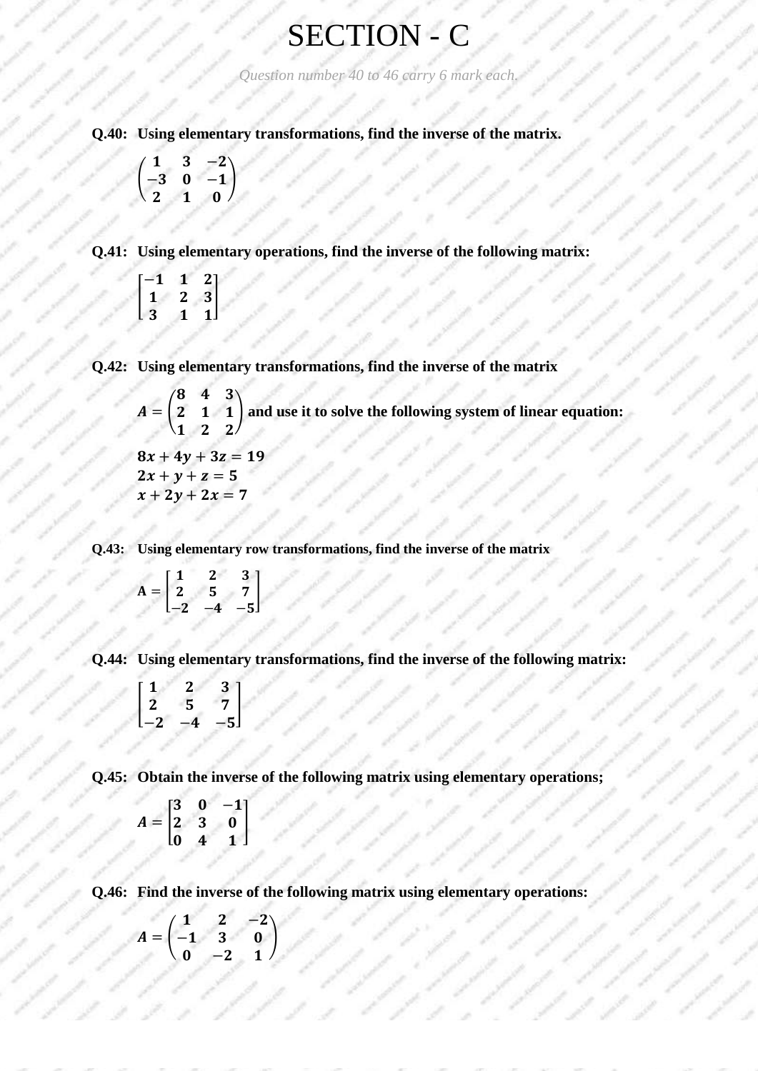# SECTION - C

*Question number 40 to 46 carry 6 mark each.*

**Q.40: Using elementary transformations, find the inverse of the matrix.**

$$\begin{pmatrix} 1 & 3 & -2 \\ -3 & 0 & -1 \\ 2 & 1 & 0 \end{pmatrix}$$

**Q.41: Using elementary operations, find the inverse of the following matrix:**

$$\begin{bmatrix} -1 & 1 & 2 \\ 1 & 2 & 3 \\ 3 & 1 & 1 \end{bmatrix}$$

**Q.42: Using elementary transformations, find the inverse of the matrix**

$A = \begin{pmatrix} 8 & 4 & 3 \\ 2 & 1 & 1 \\ 1 & 2 & 2 \end{pmatrix}$ **and use it to solve the following system of linear equation:**

$$8x + 4y + 3z = 19$$
$$2x + y + z = 5$$
$$x + 2y + 2x = 7$$

**Q.43: Using elementary row transformations, find the inverse of the matrix**

$$A = \begin{bmatrix} 1 & 2 & 3 \\ 2 & 5 & 7 \\ -2 & -4 & -5 \end{bmatrix}$$

**Q.44: Using elementary transformations, find the inverse of the following matrix:**

$$\begin{bmatrix} 1 & 2 & 3 \\ 2 & 5 & 7 \\ -2 & -4 & -5 \end{bmatrix}$$

**Q.45: Obtain the inverse of the following matrix using elementary operations;**

$$A = \begin{bmatrix} 3 & 0 & -1 \\ 2 & 3 & 0 \\ 0 & 4 & 1 \end{bmatrix}$$

**Q.46: Find the inverse of the following matrix using elementary operations:**

$$A = \begin{pmatrix} 1 & 2 & -2 \\ -1 & 3 & 0 \\ 0 & -2 & 1 \end{pmatrix}$$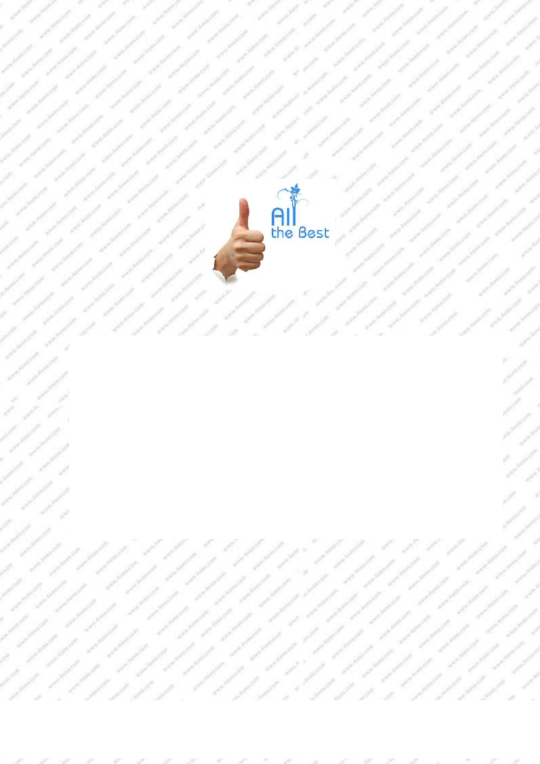All the Best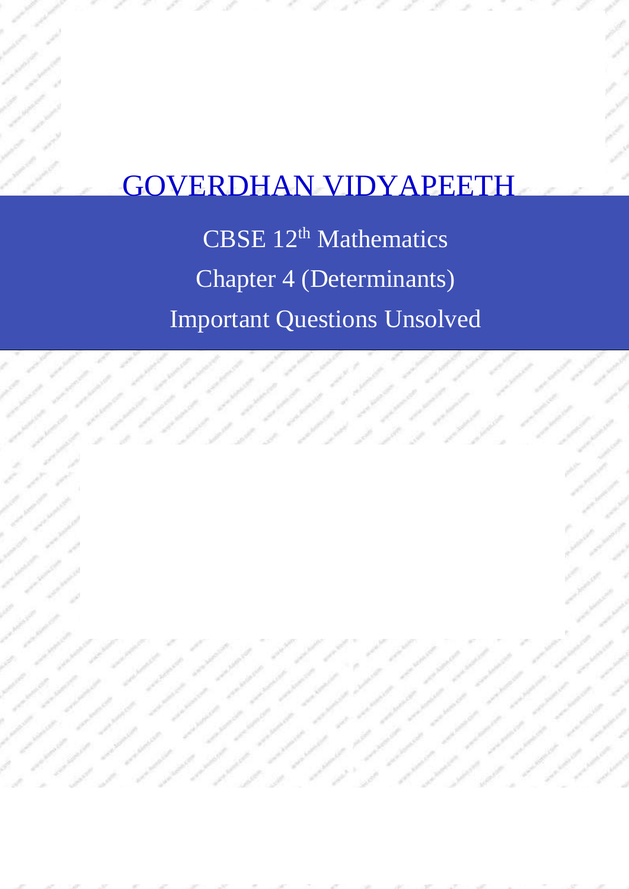# GOVERDHAN VIDYAPEETH

CBSE 12$^{th}$ Mathematics

Chapter 4 (Determinants)

Important Questions Unsolved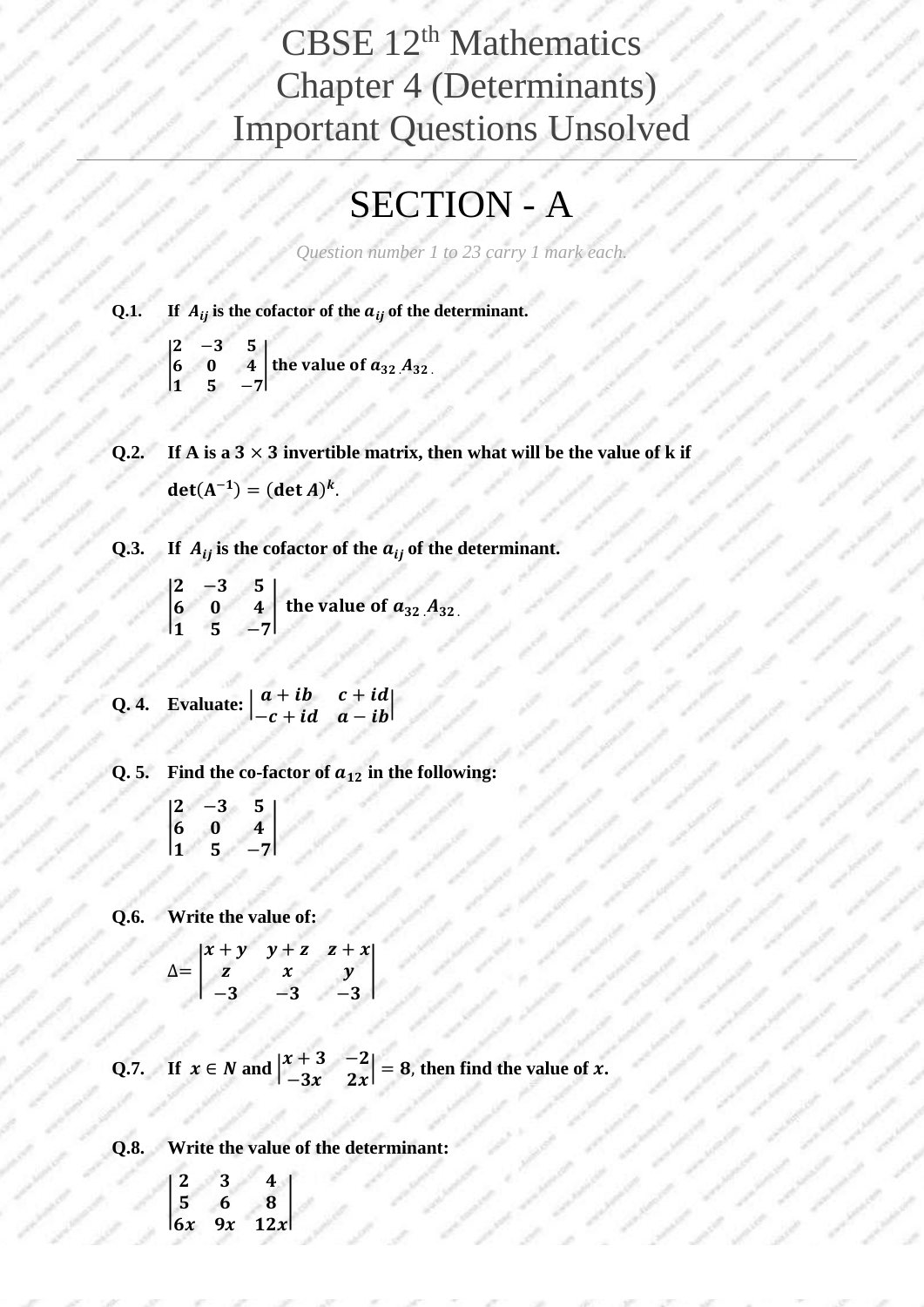# CBSE 12th Mathematics Chapter 4 (Determinants) Important Questions Unsolved

## SECTION - A

*Question number 1 to 23 carry 1 mark each.*

**Q.1.** **If $A_{ij}$ is the cofactor of the $a_{ij}$ of the determinant.**

$$\begin{vmatrix} 2 & -3 & 5 \\ 6 & 0 & 4 \\ 1 & 5 & -7 \end{vmatrix}$$ **the value of $a_{32}.A_{32}$.**

**Q.2.** **If A is a $3 \times 3$ invertible matrix, then what will be the value of k if $\det(A^{-1}) = (\det A)^k$.**

**Q.3.** **If $A_{ij}$ is the cofactor of the $a_{ij}$ of the determinant.**

$$\begin{vmatrix} 2 & -3 & 5 \\ 6 & 0 & 4 \\ 1 & 5 & -7 \end{vmatrix}$$ **the value of $a_{32}.A_{32}$.**

**Q. 4.** **Evaluate:** $\begin{vmatrix} a+ib & c+id \\ -c+id & a-ib \end{vmatrix}$

**Q. 5.** **Find the co-factor of $a_{12}$ in the following:**

$$\begin{vmatrix} 2 & -3 & 5 \\ 6 & 0 & 4 \\ 1 & 5 & -7 \end{vmatrix}$$

**Q.6.** **Write the value of:**

$$\Delta = \begin{vmatrix} x+y & y+z & z+x \\ z & x & y \\ -3 & -3 & -3 \end{vmatrix}$$

**Q.7.** **If $x \in N$ and $\begin{vmatrix} x+3 & -2 \\ -3x & 2x \end{vmatrix} = 8$, then find the value of $x$.**

**Q.8.** **Write the value of the determinant:**

$$\begin{vmatrix} 2 & 3 & 4 \\ 5 & 6 & 8 \\ 6x & 9x & 12x \end{vmatrix}$$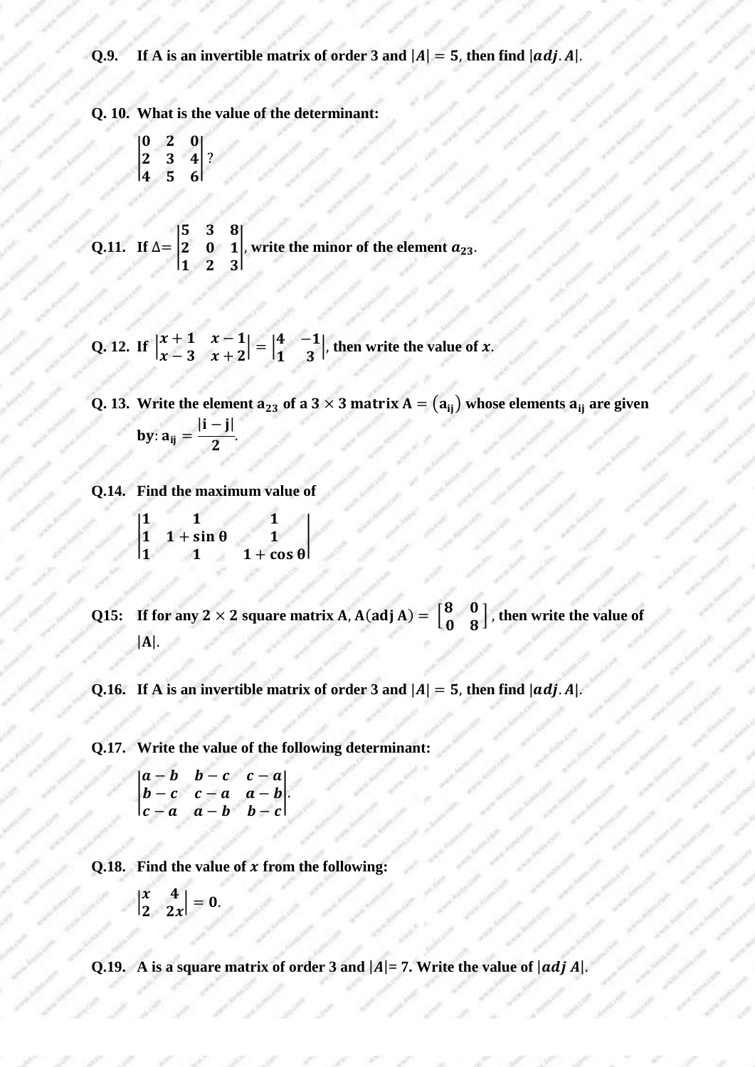**Q.9.** **If A is an invertible matrix of order 3 and $|A| = 5$, then find $|adj. A|$.**

**Q. 10.** **What is the value of the determinant:**

$$\begin{vmatrix} 0 & 2 & 0 \\ 2 & 3 & 4 \\ 4 & 5 & 6 \end{vmatrix}?$$

**Q.11.** **If** $\Delta = \begin{vmatrix} 5 & 3 & 8 \\ 2 & 0 & 1 \\ 1 & 2 & 3 \end{vmatrix}$, **write the minor of the element $a_{23}$.**

**Q. 12.** **If** $\begin{vmatrix} x+1 & x-1 \\ x-3 & x+2 \end{vmatrix} = \begin{vmatrix} 4 & -1 \\ 1 & 3 \end{vmatrix}$, **then write the value of $x$.**

**Q. 13.** **Write the element $a_{23}$ of a $3 \times 3$ matrix $A = (a_{ij})$ whose elements $a_{ij}$ are given by:** $a_{ij} = \dfrac{|i-j|}{2}$.

**Q.14.** **Find the maximum value of**

$$\begin{vmatrix} 1 & 1 & 1 \\ 1 & 1+\sin\theta & 1 \\ 1 & 1 & 1+\cos\theta \end{vmatrix}$$

**Q15:** **If for any $2 \times 2$ square matrix A, $A(\text{adj } A) = \begin{bmatrix} 8 & 0 \\ 0 & 8 \end{bmatrix}$, then write the value of $|A|$.**

**Q.16.** **If A is an invertible matrix of order 3 and $|A| = 5$, then find $|adj. A|$.**

**Q.17.** **Write the value of the following determinant:**

$$\begin{vmatrix} a-b & b-c & c-a \\ b-c & c-a & a-b \\ c-a & a-b & b-c \end{vmatrix}.$$

**Q.18.** **Find the value of $x$ from the following:**

$$\begin{vmatrix} x & 4 \\ 2 & 2x \end{vmatrix} = 0.$$

**Q.19.** **A is a square matrix of order 3 and $|A| = 7$. Write the value of $|adj\ A|$.**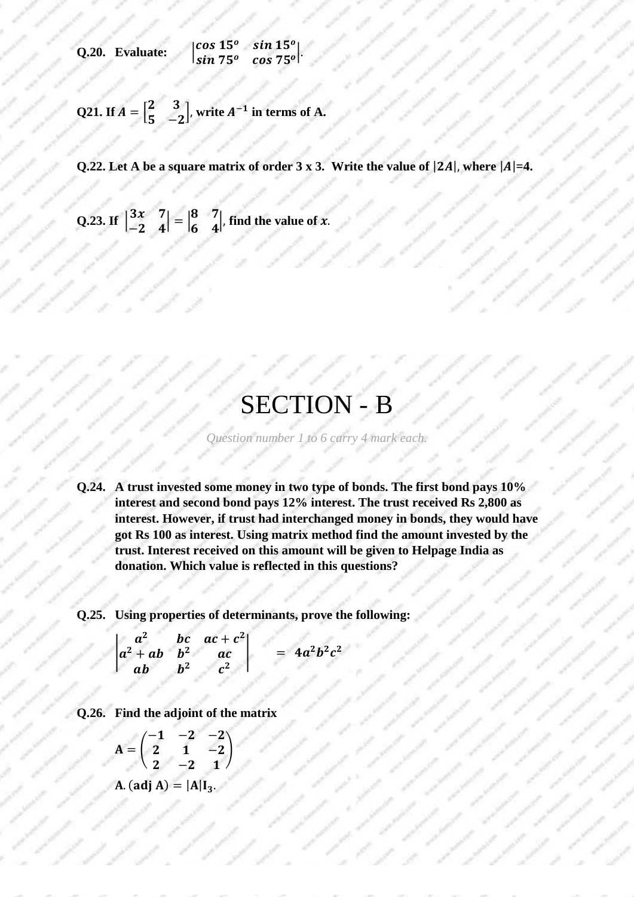**Q.20. Evaluate:** $\begin{vmatrix} \cos 15^o & \sin 15^o \\ \sin 75^o & \cos 75^o \end{vmatrix}$.

**Q21. If** $A = \begin{bmatrix} 2 & 3 \\ 5 & -2 \end{bmatrix}$**, write** $A^{-1}$ **in terms of A.**

**Q.22. Let A be a square matrix of order 3 x 3. Write the value of** $|2A|$**, where** $|A|$**=4.**

**Q.23. If** $\begin{vmatrix} 3x & 7 \\ -2 & 4 \end{vmatrix} = \begin{vmatrix} 8 & 7 \\ 6 & 4 \end{vmatrix}$**, find the value of** $x$.

# SECTION - B

*Question number 1 to 6 carry 4 mark each.*

**Q.24. A trust invested some money in two type of bonds. The first bond pays 10% interest and second bond pays 12% interest. The trust received Rs 2,800 as interest. However, if trust had interchanged money in bonds, they would have got Rs 100 as interest. Using matrix method find the amount invested by the trust. Interest received on this amount will be given to Helpage India as donation. Which value is reflected in this questions?**

**Q.25. Using properties of determinants, prove the following:**

$$\begin{vmatrix} a^2 & bc & ac + c^2 \\ a^2 + ab & b^2 & ac \\ ab & b^2 & c^2 \end{vmatrix} = 4a^2b^2c^2$$

**Q.26. Find the adjoint of the matrix**

$$\mathbf{A} = \begin{pmatrix} -1 & -2 & -2 \\ 2 & 1 & -2 \\ 2 & -2 & 1 \end{pmatrix}$$

$\mathbf{A}.(\mathbf{adj\ A}) = |\mathbf{A}|\mathbf{I_3}$.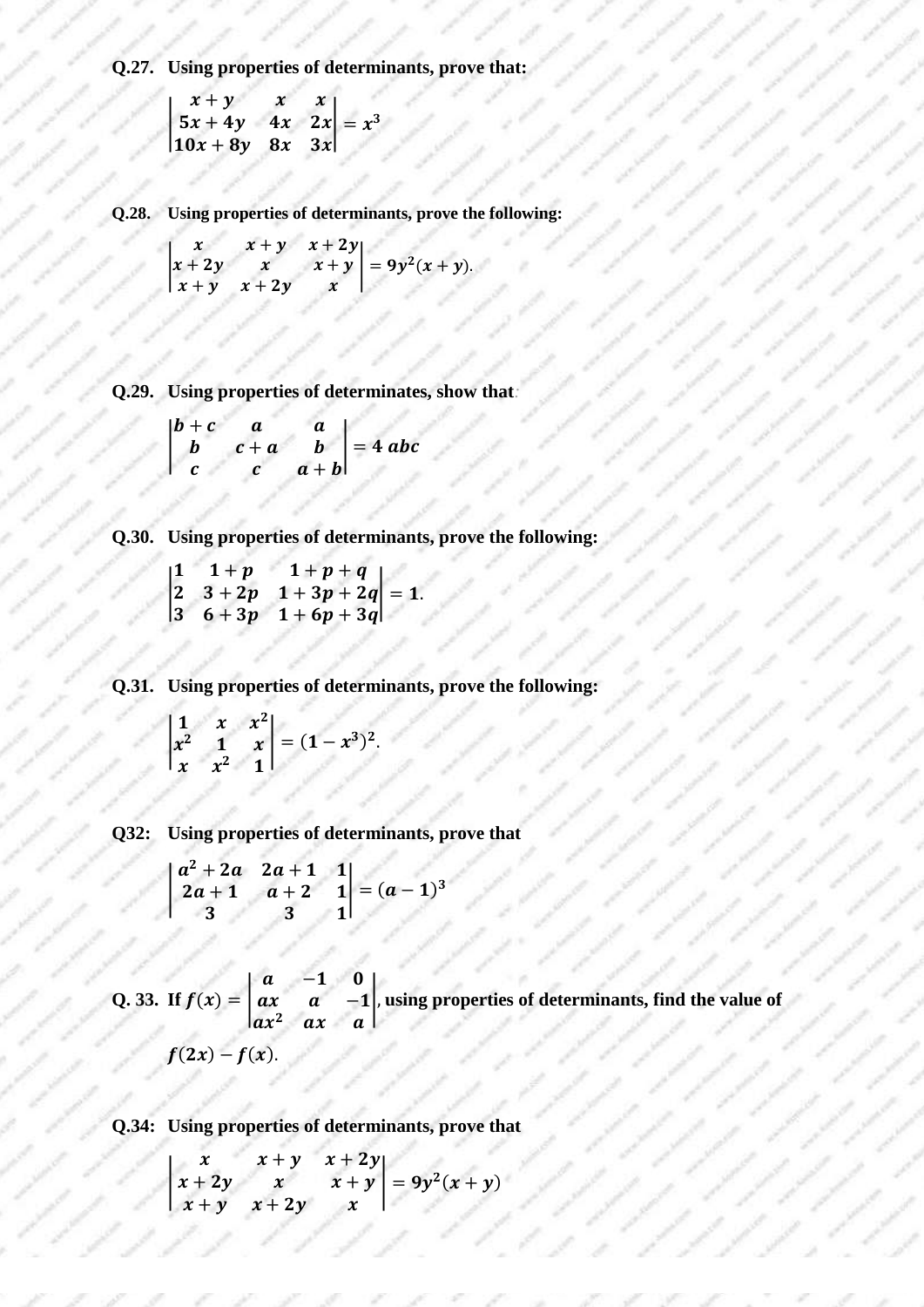**Q.27. Using properties of determinants, prove that:**

$$\begin{vmatrix} x+y & x & x \\ 5x+4y & 4x & 2x \\ 10x+8y & 8x & 3x \end{vmatrix} = x^3$$

**Q.28. Using properties of determinants, prove the following:**

$$\begin{vmatrix} x & x+y & x+2y \\ x+2y & x & x+y \\ x+y & x+2y & x \end{vmatrix} = 9y^2(x+y).$$

**Q.29. Using properties of determinates, show that:**

$$\begin{vmatrix} b+c & a & a \\ b & c+a & b \\ c & c & a+b \end{vmatrix} = 4\,abc$$

**Q.30. Using properties of determinants, prove the following:**

$$\begin{vmatrix} 1 & 1+p & 1+p+q \\ 2 & 3+2p & 1+3p+2q \\ 3 & 6+3p & 1+6p+3q \end{vmatrix} = 1.$$

**Q.31. Using properties of determinants, prove the following:**

$$\begin{vmatrix} 1 & x & x^2 \\ x^2 & 1 & x \\ x & x^2 & 1 \end{vmatrix} = (1-x^3)^2.$$

**Q32: Using properties of determinants, prove that**

$$\begin{vmatrix} a^2+2a & 2a+1 & 1 \\ 2a+1 & a+2 & 1 \\ 3 & 3 & 1 \end{vmatrix} = (a-1)^3$$

**Q. 33. If** $f(x) = \begin{vmatrix} a & -1 & 0 \\ ax & a & -1 \\ ax^2 & ax & a \end{vmatrix}$, **using properties of determinants, find the value of** $f(2x) - f(x)$.

**Q.34: Using properties of determinants, prove that**

$$\begin{vmatrix} x & x+y & x+2y \\ x+2y & x & x+y \\ x+y & x+2y & x \end{vmatrix} = 9y^2(x+y)$$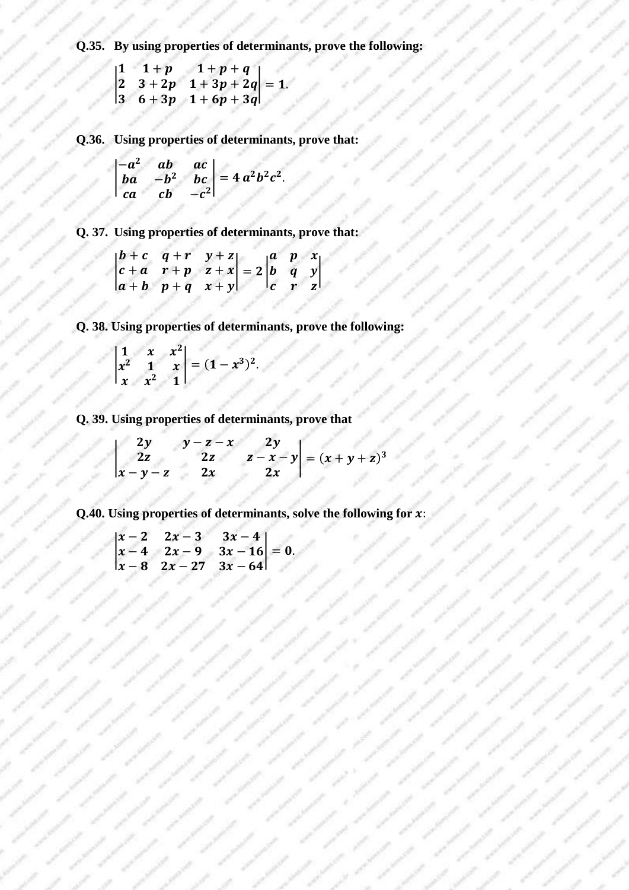**Q.35. By using properties of determinants, prove the following:**

$$\begin{vmatrix} 1 & 1+p & 1+p+q \\ 2 & 3+2p & 1+3p+2q \\ 3 & 6+3p & 1+6p+3q \end{vmatrix} = 1.$$

**Q.36. Using properties of determinants, prove that:**

$$\begin{vmatrix} -a^2 & ab & ac \\ ba & -b^2 & bc \\ ca & cb & -c^2 \end{vmatrix} = 4\,a^2b^2c^2.$$

**Q. 37. Using properties of determinants, prove that:**

$$\begin{vmatrix} b+c & q+r & y+z \\ c+a & r+p & z+x \\ a+b & p+q & x+y \end{vmatrix} = 2\begin{vmatrix} a & p & x \\ b & q & y \\ c & r & z \end{vmatrix}$$

**Q. 38. Using properties of determinants, prove the following:**

$$\begin{vmatrix} 1 & x & x^2 \\ x^2 & 1 & x \\ x & x^2 & 1 \end{vmatrix} = (1-x^3)^2.$$

**Q. 39. Using properties of determinants, prove that**

$$\begin{vmatrix} 2y & y-z-x & 2y \\ 2z & 2z & z-x-y \\ x-y-z & 2x & 2x \end{vmatrix} = (x+y+z)^3$$

**Q.40. Using properties of determinants, solve the following for $x$:**

$$\begin{vmatrix} x-2 & 2x-3 & 3x-4 \\ x-4 & 2x-9 & 3x-16 \\ x-8 & 2x-27 & 3x-64 \end{vmatrix} = 0.$$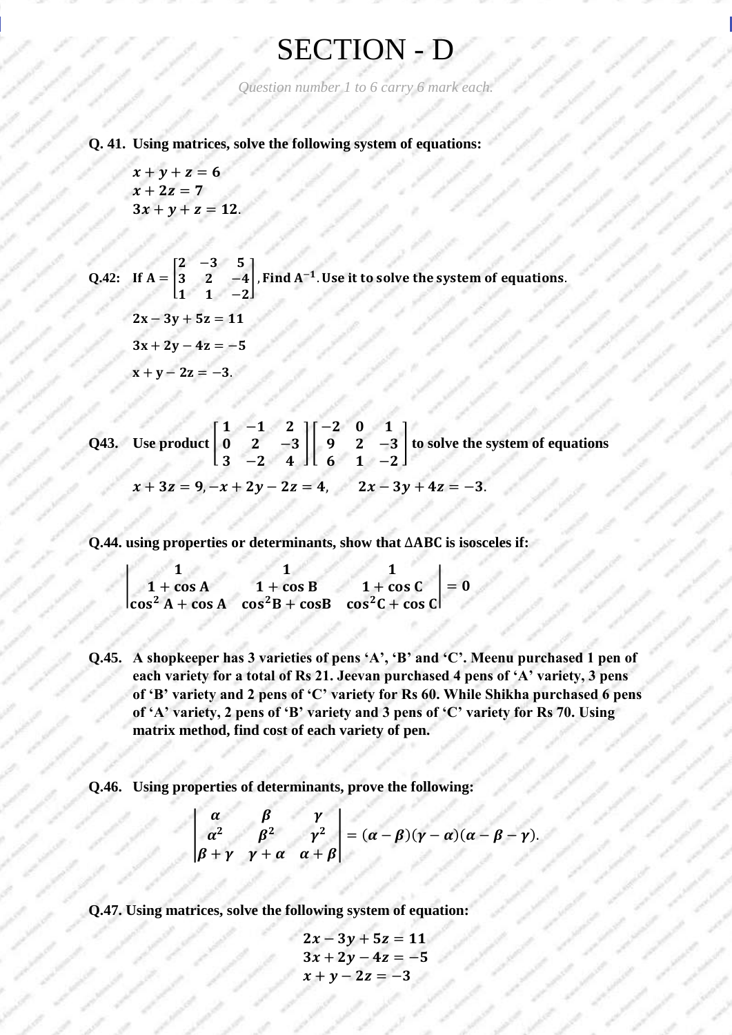# SECTION - D

*Question number 1 to 6 carry 6 mark each.*

**Q. 41. Using matrices, solve the following system of equations:**

$$x + y + z = 6$$
$$x + 2z = 7$$
$$3x + y + z = 12.$$

**Q.42: If** $A = \begin{bmatrix} 2 & -3 & 5 \\ 3 & 2 & -4 \\ 1 & 1 & -2 \end{bmatrix}$**, Find** $A^{-1}$**. Use it to solve the system of equations.**

$$2x - 3y + 5z = 11$$

$$3x + 2y - 4z = -5$$

$$x + y - 2z = -3.$$

**Q43. Use product** $\begin{bmatrix} 1 & -1 & 2 \\ 0 & 2 & -3 \\ 3 & -2 & 4 \end{bmatrix} \begin{bmatrix} -2 & 0 & 1 \\ 9 & 2 & -3 \\ 6 & 1 & -2 \end{bmatrix}$ **to solve the system of equations**

$$x + 3z = 9, -x + 2y - 2z = 4, \quad 2x - 3y + 4z = -3.$$

**Q.44. using properties or determinants, show that ΔABC is isosceles if:**

$$\begin{vmatrix} 1 & 1 & 1 \\ 1 + \cos A & 1 + \cos B & 1 + \cos C \\ \cos^2 A + \cos A & \cos^2 B + \cos B & \cos^2 C + \cos C \end{vmatrix} = 0$$

**Q.45. A shopkeeper has 3 varieties of pens 'A', 'B' and 'C'. Meenu purchased 1 pen of each variety for a total of Rs 21. Jeevan purchased 4 pens of 'A' variety, 3 pens of 'B' variety and 2 pens of 'C' variety for Rs 60. While Shikha purchased 6 pens of 'A' variety, 2 pens of 'B' variety and 3 pens of 'C' variety for Rs 70. Using matrix method, find cost of each variety of pen.**

**Q.46. Using properties of determinants, prove the following:**

$$\begin{vmatrix} \alpha & \beta & \gamma \\ \alpha^2 & \beta^2 & \gamma^2 \\ \beta + \gamma & \gamma + \alpha & \alpha + \beta \end{vmatrix} = (\alpha - \beta)(\gamma - \alpha)(\alpha - \beta - \gamma).$$

**Q.47. Using matrices, solve the following system of equation:**

$$2x - 3y + 5z = 11$$
$$3x + 2y - 4z = -5$$
$$x + y - 2z = -3$$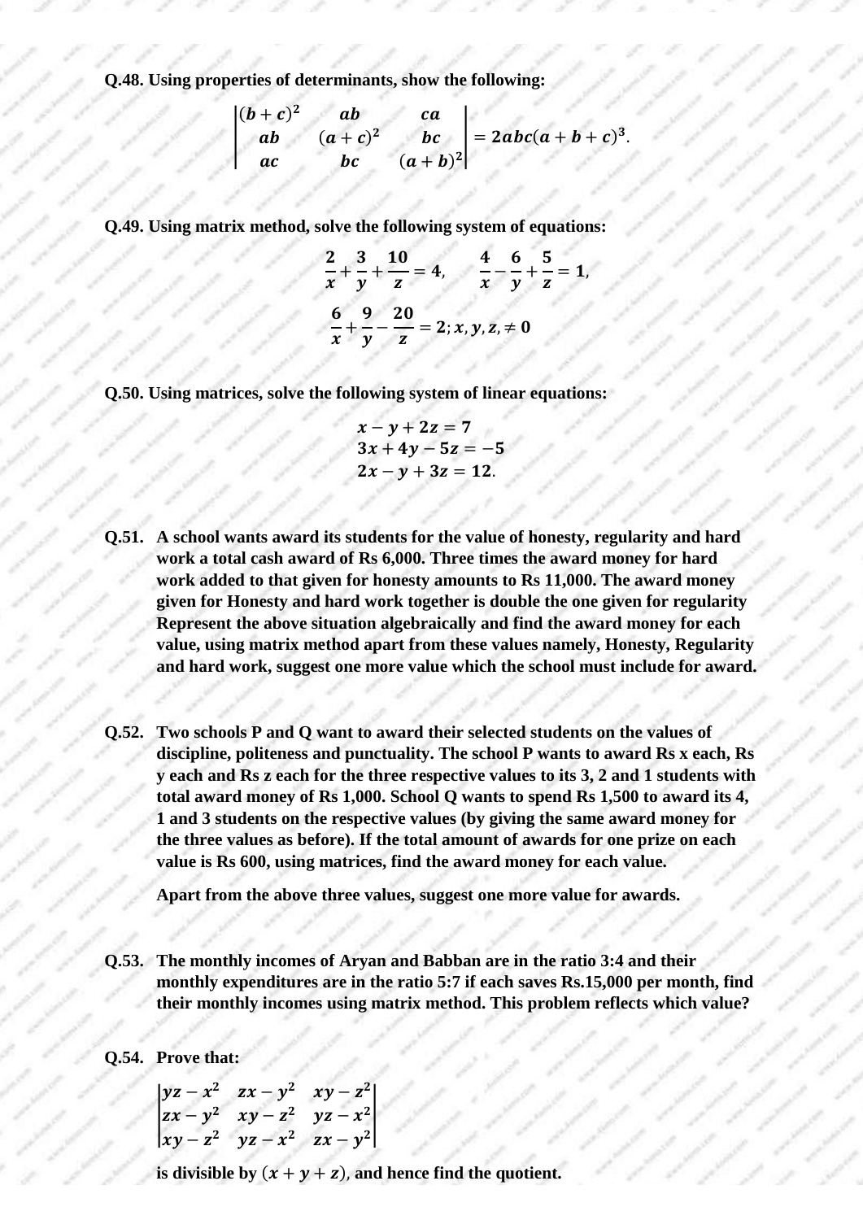**Q.48. Using properties of determinants, show the following:**

$$\begin{vmatrix} (b+c)^2 & ab & ca \\ ab & (a+c)^2 & bc \\ ac & bc & (a+b)^2 \end{vmatrix} = 2abc(a+b+c)^3.$$

**Q.49. Using matrix method, solve the following system of equations:**

$$\frac{2}{x}+\frac{3}{y}+\frac{10}{z}=4, \qquad \frac{4}{x}-\frac{6}{y}+\frac{5}{z}=1,$$

$$\frac{6}{x}+\frac{9}{y}-\frac{20}{z}=2; x, y, z, \neq 0$$

**Q.50. Using matrices, solve the following system of linear equations:**

$$x - y + 2z = 7$$
$$3x + 4y - 5z = -5$$
$$2x - y + 3z = 12.$$

**Q.51. A school wants award its students for the value of honesty, regularity and hard work a total cash award of Rs 6,000. Three times the award money for hard work added to that given for honesty amounts to Rs 11,000. The award money given for Honesty and hard work together is double the one given for regularity Represent the above situation algebraically and find the award money for each value, using matrix method apart from these values namely, Honesty, Regularity and hard work, suggest one more value which the school must include for award.**

**Q.52. Two schools P and Q want to award their selected students on the values of discipline, politeness and punctuality. The school P wants to award Rs x each, Rs y each and Rs z each for the three respective values to its 3, 2 and 1 students with total award money of Rs 1,000. School Q wants to spend Rs 1,500 to award its 4, 1 and 3 students on the respective values (by giving the same award money for the three values as before). If the total amount of awards for one prize on each value is Rs 600, using matrices, find the award money for each value.**

**Apart from the above three values, suggest one more value for awards.**

**Q.53. The monthly incomes of Aryan and Babban are in the ratio 3:4 and their monthly expenditures are in the ratio 5:7 if each saves Rs.15,000 per month, find their monthly incomes using matrix method. This problem reflects which value?**

**Q.54. Prove that:**

$$\begin{vmatrix} yz-x^2 & zx-y^2 & xy-z^2 \\ zx-y^2 & xy-z^2 & yz-x^2 \\ xy-z^2 & yz-x^2 & zx-y^2 \end{vmatrix}$$

**is divisible by $(x+y+z)$, and hence find the quotient.**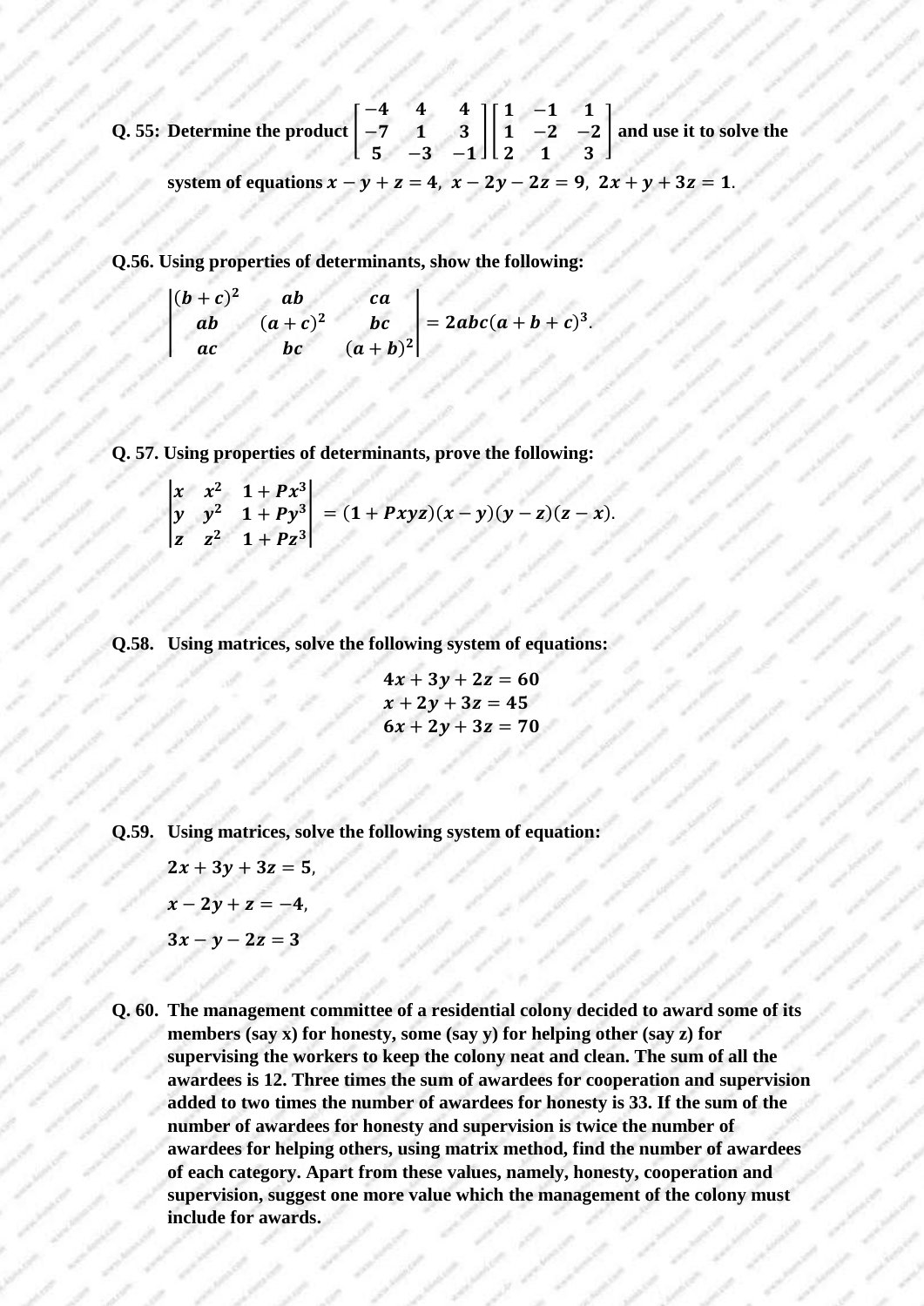**Q. 55: Determine the product $\begin{bmatrix} -4 & 4 & 4 \\ -7 & 1 & 3 \\ 5 & -3 & -1 \end{bmatrix}\begin{bmatrix} 1 & -1 & 1 \\ 1 & -2 & -2 \\ 2 & 1 & 3 \end{bmatrix}$ and use it to solve the system of equations $x - y + z = 4,\ x - 2y - 2z = 9,\ 2x + y + 3z = 1$.**

**Q.56. Using properties of determinants, show the following:**

$$\begin{vmatrix} (b+c)^2 & ab & ca \\ ab & (a+c)^2 & bc \\ ac & bc & (a+b)^2 \end{vmatrix} = 2abc(a+b+c)^3.$$

**Q. 57. Using properties of determinants, prove the following:**

$$\begin{vmatrix} x & x^2 & 1+Px^3 \\ y & y^2 & 1+Py^3 \\ z & z^2 & 1+Pz^3 \end{vmatrix} = (1+Pxyz)(x-y)(y-z)(z-x).$$

**Q.58. Using matrices, solve the following system of equations:**

$$4x + 3y + 2z = 60$$
$$x + 2y + 3z = 45$$
$$6x + 2y + 3z = 70$$

**Q.59. Using matrices, solve the following system of equation:**

$2x + 3y + 3z = 5,$

$x - 2y + z = -4,$

$3x - y - 2z = 3$

**Q. 60. The management committee of a residential colony decided to award some of its members (say x) for honesty, some (say y) for helping other (say z) for supervising the workers to keep the colony neat and clean. The sum of all the awardees is 12. Three times the sum of awardees for cooperation and supervision added to two times the number of awardees for honesty is 33. If the sum of the number of awardees for honesty and supervision is twice the number of awardees for helping others, using matrix method, find the number of awardees of each category. Apart from these values, namely, honesty, cooperation and supervision, suggest one more value which the management of the colony must include for awards.**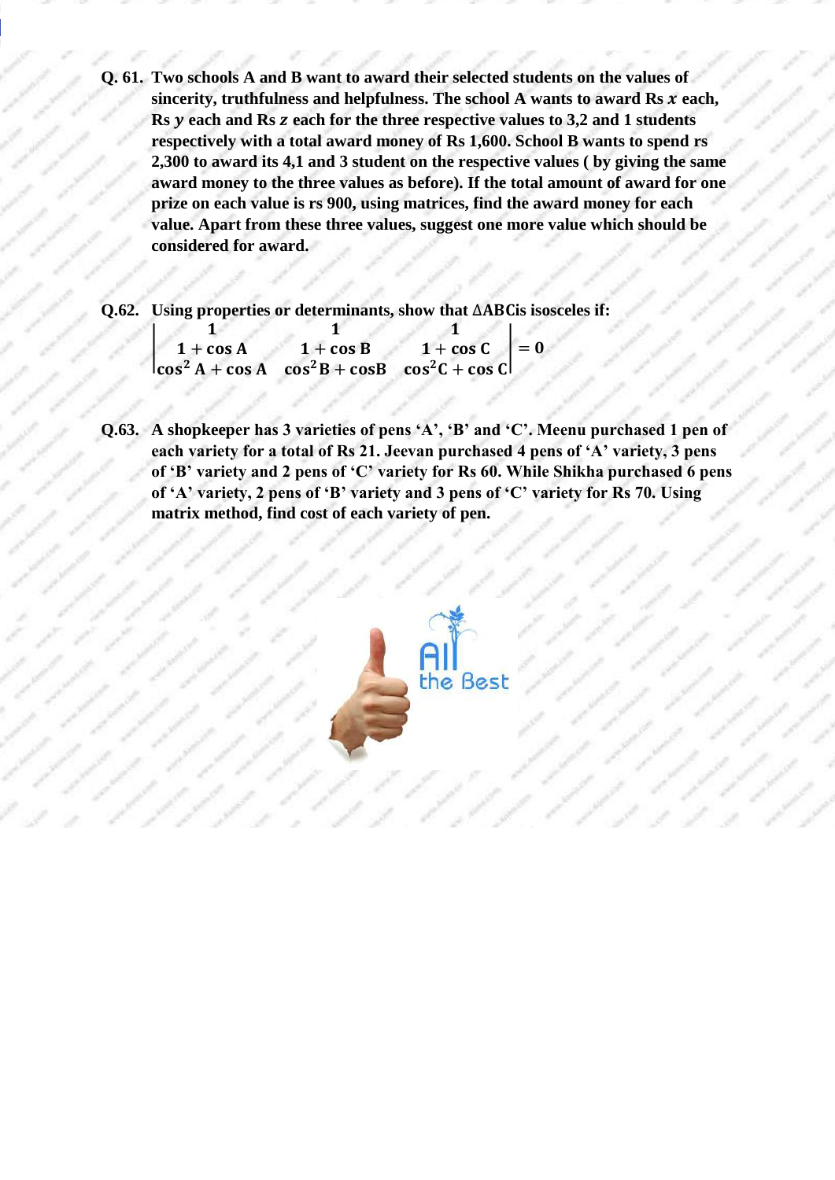**Q. 61.** **Two schools A and B want to award their selected students on the values of sincerity, truthfulness and helpfulness. The school A wants to award Rs $x$ each, Rs $y$ each and Rs $z$ each for the three respective values to 3,2 and 1 students respectively with a total award money of Rs 1,600. School B wants to spend rs 2,300 to award its 4,1 and 3 student on the respective values ( by giving the same award money to the three values as before). If the total amount of award for one prize on each value is rs 900, using matrices, find the award money for each value. Apart from these three values, suggest one more value which should be considered for award.**

**Q.62.** **Using properties or determinants, show that ΔABCis isosceles if:**

$$\begin{vmatrix} 1 & 1 & 1 \\ 1 + \cos A & 1 + \cos B & 1 + \cos C \\ \cos^2 A + \cos A & \cos^2 B + \cos B & \cos^2 C + \cos C \end{vmatrix} = 0$$

**Q.63.** **A shopkeeper has 3 varieties of pens 'A', 'B' and 'C'. Meenu purchased 1 pen of each variety for a total of Rs 21. Jeevan purchased 4 pens of 'A' variety, 3 pens of 'B' variety and 2 pens of 'C' variety for Rs 60. While Shikha purchased 6 pens of 'A' variety, 2 pens of 'B' variety and 3 pens of 'C' variety for Rs 70. Using matrix method, find cost of each variety of pen.**

All the Best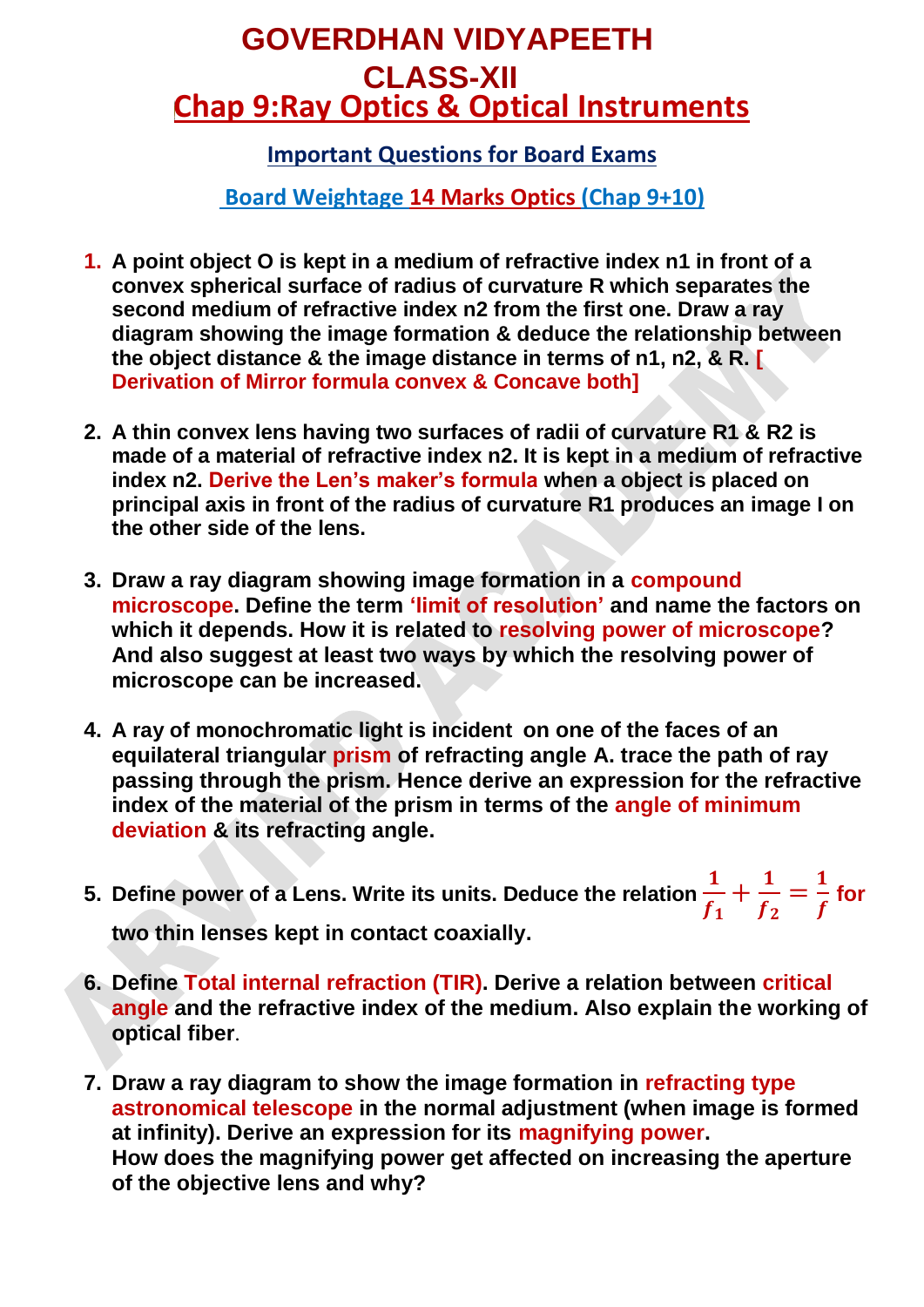# GOVERDHAN VIDYAPEETH

# CLASS-XII

## Chap 9:Ray Optics & Optical Instruments

### Important Questions for Board Exams

### Board Weightage 14 Marks Optics (Chap 9+10)

1. **A point object O is kept in a medium of refractive index n1 in front of a convex spherical surface of radius of curvature R which separates the second medium of refractive index n2 from the first one. Draw a ray diagram showing the image formation & deduce the relationship between the object distance & the image distance in terms of n1, n2, & R. [ Derivation of Mirror formula convex & Concave both]**

2. **A thin convex lens having two surfaces of radii of curvature R1 & R2 is made of a material of refractive index n2. It is kept in a medium of refractive index n2. Derive the Len's maker's formula when a object is placed on principal axis in front of the radius of curvature R1 produces an image I on the other side of the lens.**

3. **Draw a ray diagram showing image formation in a compound microscope. Define the term 'limit of resolution' and name the factors on which it depends. How it is related to resolving power of microscope? And also suggest at least two ways by which the resolving power of microscope can be increased.**

4. **A ray of monochromatic light is incident on one of the faces of an equilateral triangular prism of refracting angle A. trace the path of ray passing through the prism. Hence derive an expression for the refractive index of the material of the prism in terms of the angle of minimum deviation & its refracting angle.**

5. **Define power of a Lens. Write its units. Deduce the relation $\frac{1}{f_1} + \frac{1}{f_2} = \frac{1}{f}$ for two thin lenses kept in contact coaxially.**

6. **Define Total internal refraction (TIR). Derive a relation between critical angle and the refractive index of the medium. Also explain the working of optical fiber.**

7. **Draw a ray diagram to show the image formation in refracting type astronomical telescope in the normal adjustment (when image is formed at infinity). Derive an expression for its magnifying power.**
   **How does the magnifying power get affected on increasing the aperture of the objective lens and why?**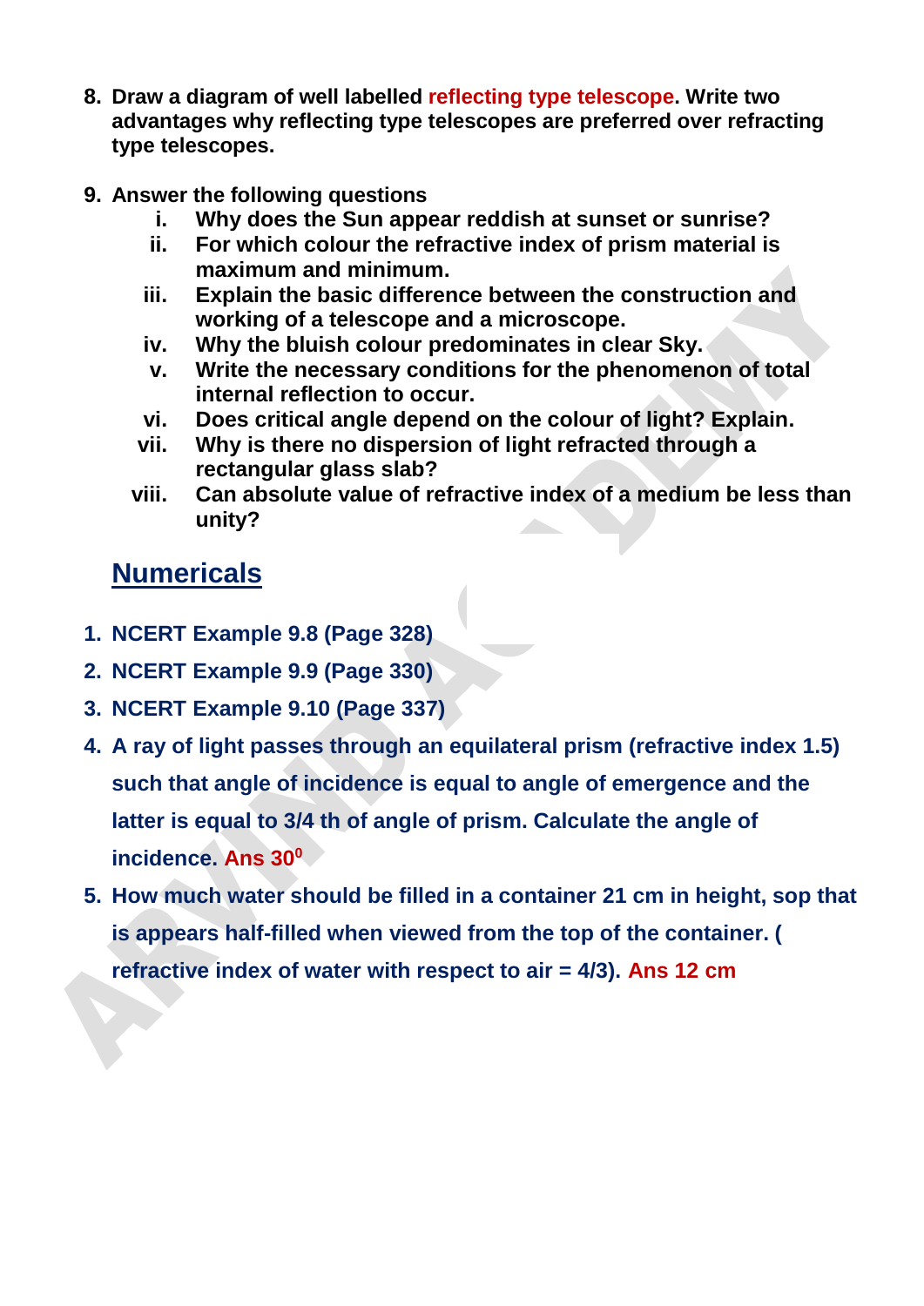8. **Draw a diagram of well labelled reflecting type telescope. Write two advantages why reflecting type telescopes are preferred over refracting type telescopes.**

9. **Answer the following questions**
   1. **Why does the Sun appear reddish at sunset or sunrise?**
   2. **For which colour the refractive index of prism material is maximum and minimum.**
   3. **Explain the basic difference between the construction and working of a telescope and a microscope.**
   4. **Why the bluish colour predominates in clear Sky.**
   5. **Write the necessary conditions for the phenomenon of total internal reflection to occur.**
   6. **Does critical angle depend on the colour of light? Explain.**
   7. **Why is there no dispersion of light refracted through a rectangular glass slab?**
   8. **Can absolute value of refractive index of a medium be less than unity?**

## Numericals

1. **NCERT Example 9.8 (Page 328)**
2. **NCERT Example 9.9 (Page 330)**
3. **NCERT Example 9.10 (Page 337)**
4. **A ray of light passes through an equilateral prism (refractive index 1.5) such that angle of incidence is equal to angle of emergence and the latter is equal to 3/4 th of angle of prism. Calculate the angle of incidence. Ans $30^0$**
5. **How much water should be filled in a container 21 cm in height, sop that is appears half-filled when viewed from the top of the container. ( refractive index of water with respect to air = 4/3). Ans 12 cm**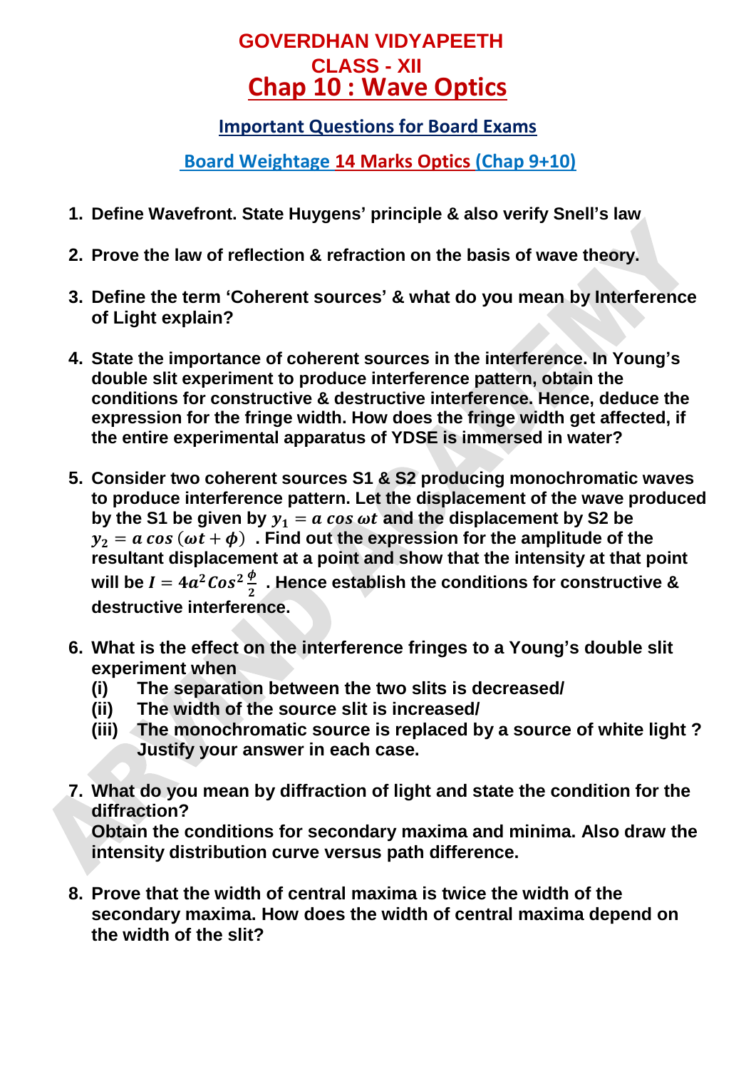# GOVERDHAN VIDYAPEETH

## CLASS - XII

# Chap 10 : Wave Optics

### Important Questions for Board Exams

### Board Weightage 14 Marks Optics (Chap 9+10)

1. **Define Wavefront. State Huygens' principle & also verify Snell's law**

2. **Prove the law of reflection & refraction on the basis of wave theory.**

3. **Define the term 'Coherent sources' & what do you mean by Interference of Light explain?**

4. **State the importance of coherent sources in the interference. In Young's double slit experiment to produce interference pattern, obtain the conditions for constructive & destructive interference. Hence, deduce the expression for the fringe width. How does the fringe width get affected, if the entire experimental apparatus of YDSE is immersed in water?**

5. **Consider two coherent sources S1 & S2 producing monochromatic waves to produce interference pattern. Let the displacement of the wave produced by the S1 be given by $y_1 = a\cos\omega t$ and the displacement by S2 be $y_2 = a\cos(\omega t + \phi)$ . Find out the expression for the amplitude of the resultant displacement at a point and show that the intensity at that point will be $I = 4a^2 Cos^2\frac{\phi}{2}$ . Hence establish the conditions for constructive & destructive interference.**

6. **What is the effect on the interference fringes to a Young's double slit experiment when**
   - **(i) The separation between the two slits is decreased/**
   - **(ii) The width of the source slit is increased/**
   - **(iii) The monochromatic source is replaced by a source of white light ? Justify your answer in each case.**

7. **What do you mean by diffraction of light and state the condition for the diffraction?**
   **Obtain the conditions for secondary maxima and minima. Also draw the intensity distribution curve versus path difference.**

8. **Prove that the width of central maxima is twice the width of the secondary maxima. How does the width of central maxima depend on the width of the slit?**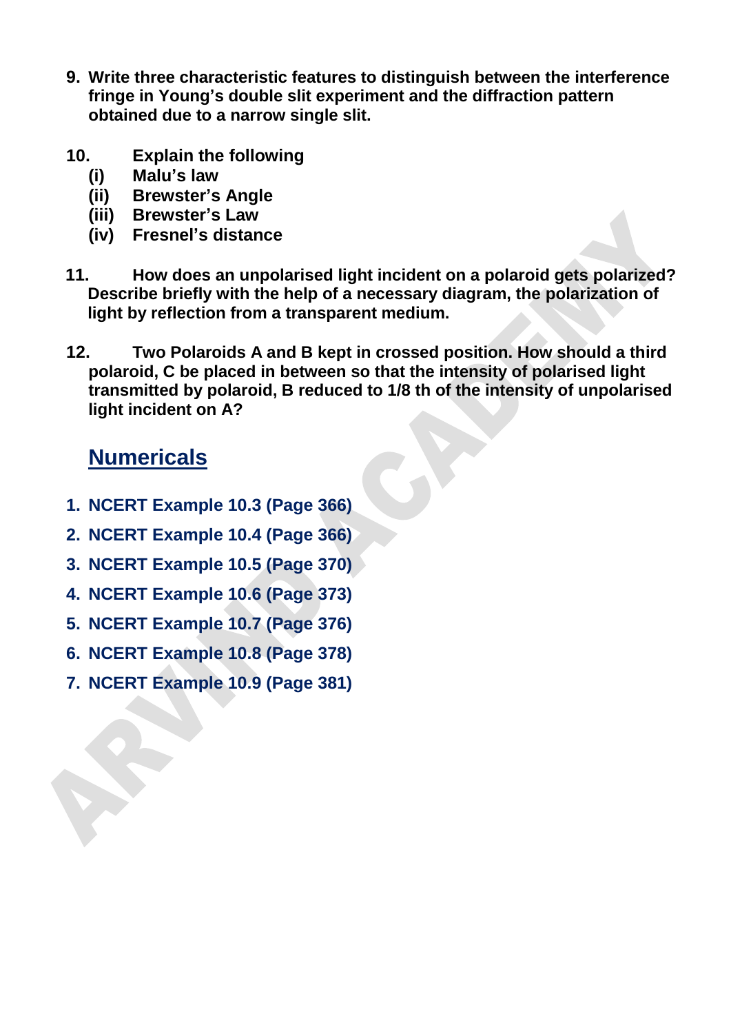9. **Write three characteristic features to distinguish between the interference fringe in Young's double slit experiment and the diffraction pattern obtained due to a narrow single slit.**

10. **Explain the following**
    - **(i) Malu's law**
    - **(ii) Brewster's Angle**
    - **(iii) Brewster's Law**
    - **(iv) Fresnel's distance**

11. **How does an unpolarised light incident on a polaroid gets polarized? Describe briefly with the help of a necessary diagram, the polarization of light by reflection from a transparent medium.**

12. **Two Polaroids A and B kept in crossed position. How should a third polaroid, C be placed in between so that the intensity of polarised light transmitted by polaroid, B reduced to 1/8 th of the intensity of unpolarised light incident on A?**

## Numericals

1. **NCERT Example 10.3 (Page 366)**
2. **NCERT Example 10.4 (Page 366)**
3. **NCERT Example 10.5 (Page 370)**
4. **NCERT Example 10.6 (Page 373)**
5. **NCERT Example 10.7 (Page 376)**
6. **NCERT Example 10.8 (Page 378)**
7. **NCERT Example 10.9 (Page 381)**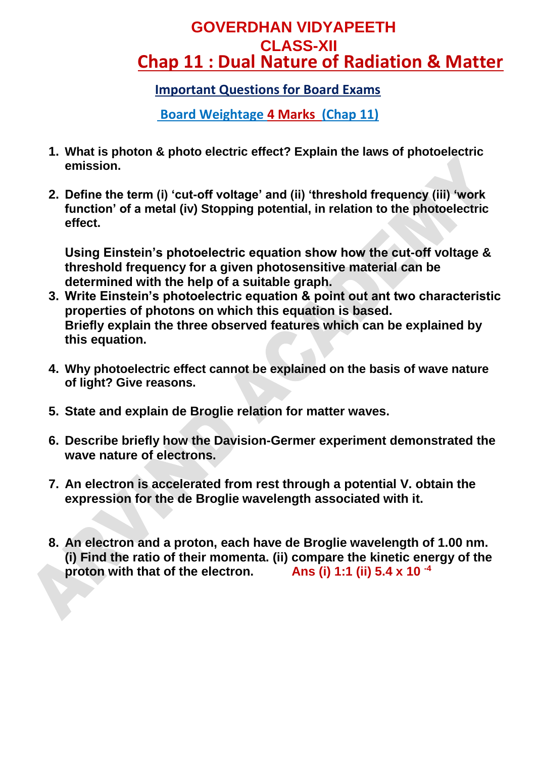# GOVERDHAN VIDYAPEETH

## CLASS-XII

## Chap 11 : Dual Nature of Radiation & Matter

### Important Questions for Board Exams

### Board Weightage 4 Marks (Chap 11)

1. **What is photon & photo electric effect? Explain the laws of photoelectric emission.**

2. **Define the term (i) 'cut-off voltage' and (ii) 'threshold frequency (iii) 'work function' of a metal (iv) Stopping potential, in relation to the photoelectric effect.**

   **Using Einstein's photoelectric equation show how the cut-off voltage & threshold frequency for a given photosensitive material can be determined with the help of a suitable graph.**

3. **Write Einstein's photoelectric equation & point out ant two characteristic properties of photons on which this equation is based.**
   **Briefly explain the three observed features which can be explained by this equation.**

4. **Why photoelectric effect cannot be explained on the basis of wave nature of light? Give reasons.**

5. **State and explain de Broglie relation for matter waves.**

6. **Describe briefly how the Davision-Germer experiment demonstrated the wave nature of electrons.**

7. **An electron is accelerated from rest through a potential V. obtain the expression for the de Broglie wavelength associated with it.**

8. **An electron and a proton, each have de Broglie wavelength of 1.00 nm. (i) Find the ratio of their momenta. (ii) compare the kinetic energy of the proton with that of the electron.** **Ans (i) 1:1 (ii) $5.4 \times 10^{-4}$**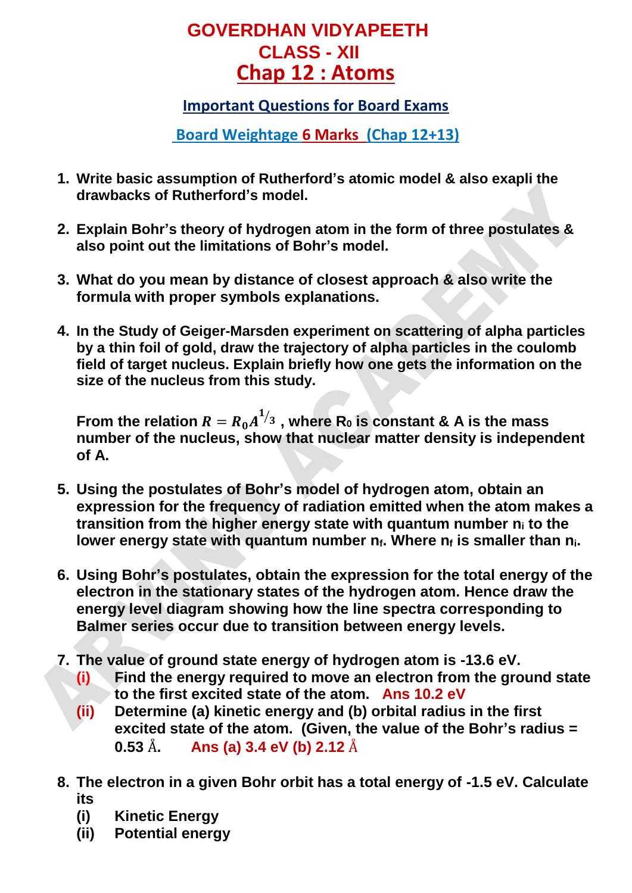# GOVERDHAN VIDYAPEETH

## CLASS - XII

## Chap 12 : Atoms

### Important Questions for Board Exams

### Board Weightage 6 Marks (Chap 12+13)

1. **Write basic assumption of Rutherford's atomic model & also exapli the drawbacks of Rutherford's model.**

2. **Explain Bohr's theory of hydrogen atom in the form of three postulates & also point out the limitations of Bohr's model.**

3. **What do you mean by distance of closest approach & also write the formula with proper symbols explanations.**

4. **In the Study of Geiger-Marsden experiment on scattering of alpha particles by a thin foil of gold, draw the trajectory of alpha particles in the coulomb field of target nucleus. Explain briefly how one gets the information on the size of the nucleus from this study.**

   **From the relation $R = R_0 A^{1/3}$ , where $R_0$ is constant & A is the mass number of the nucleus, show that nuclear matter density is independent of A.**

5. **Using the postulates of Bohr's model of hydrogen atom, obtain an expression for the frequency of radiation emitted when the atom makes a transition from the higher energy state with quantum number $n_i$ to the lower energy state with quantum number $n_f$. Where $n_f$ is smaller than $n_i$.**

6. **Using Bohr's postulates, obtain the expression for the total energy of the electron in the stationary states of the hydrogen atom. Hence draw the energy level diagram showing how the line spectra corresponding to Balmer series occur due to transition between energy levels.**

7. **The value of ground state energy of hydrogen atom is -13.6 eV.**
   - **(i)** **Find the energy required to move an electron from the ground state to the first excited state of the atom.** **Ans 10.2 eV**
   - **(ii)** **Determine (a) kinetic energy and (b) orbital radius in the first excited state of the atom. (Given, the value of the Bohr's radius = 0.53 Å.** **Ans (a) 3.4 eV (b) 2.12 Å**

8. **The electron in a given Bohr orbit has a total energy of -1.5 eV. Calculate its**
   - **(i)** **Kinetic Energy**
   - **(ii)** **Potential energy**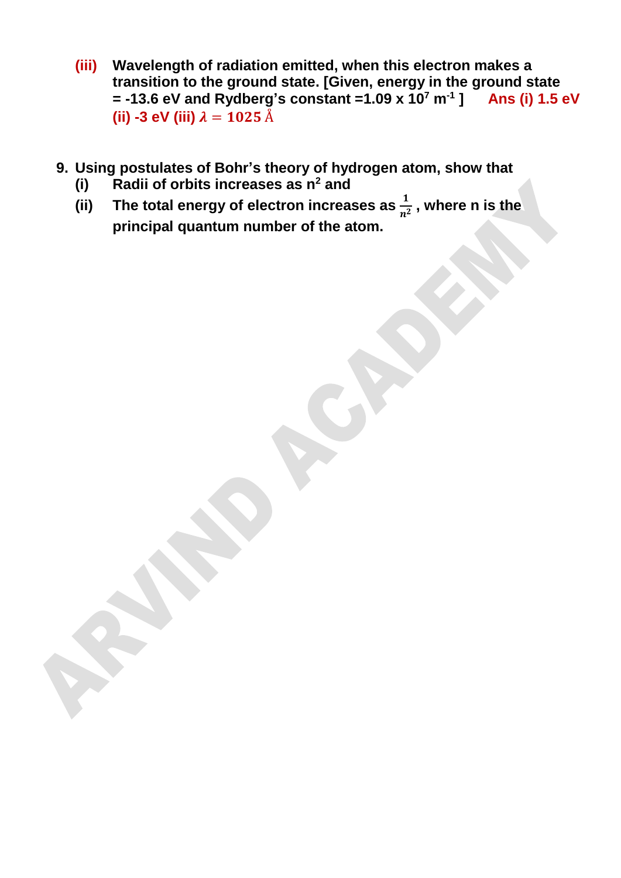**(iii)** **Wavelength of radiation emitted, when this electron makes a transition to the ground state. [Given, energy in the ground state = -13.6 eV and Rydberg's constant =1.09 x $10^7$ $m^{-1}$ ]** **Ans (i) 1.5 eV (ii) -3 eV (iii)** $\lambda = 1025\,\text{Å}$

**9. Using postulates of Bohr's theory of hydrogen atom, show that**

**(i)** **Radii of orbits increases as $n^2$ and**

**(ii)** **The total energy of electron increases as $\frac{1}{n^2}$ , where n is the principal quantum number of the atom.**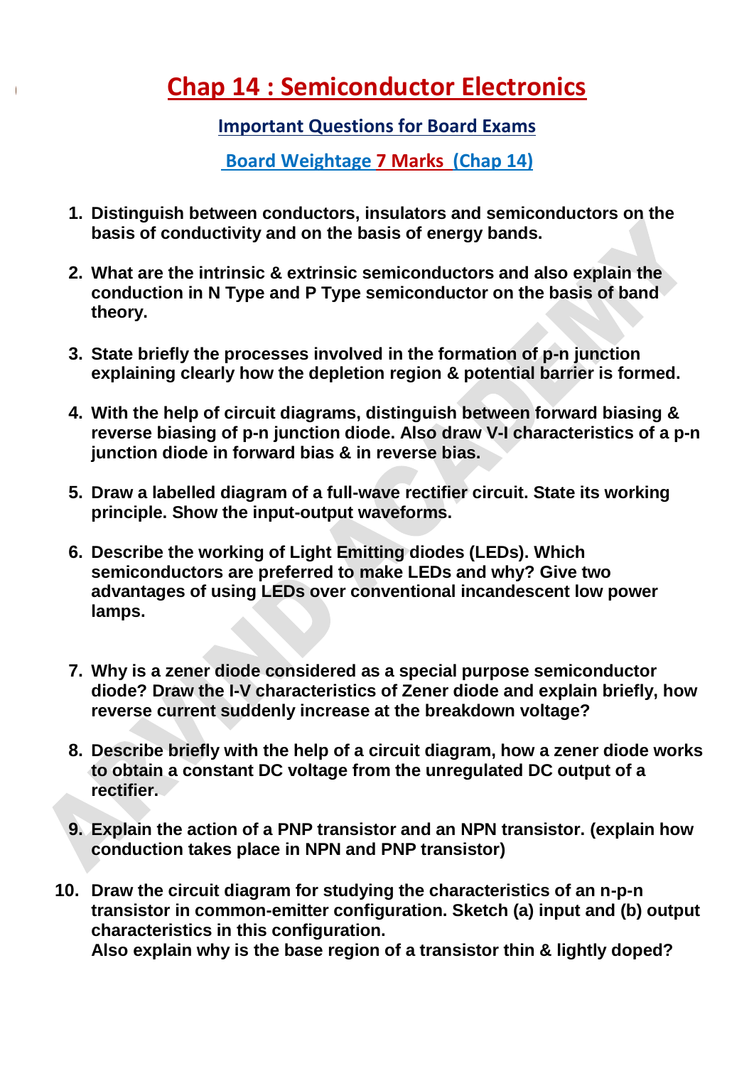# Chap 14 : Semiconductor Electronics

## Important Questions for Board Exams

### Board Weightage 7 Marks (Chap 14)

1. **Distinguish between conductors, insulators and semiconductors on the basis of conductivity and on the basis of energy bands.**

2. **What are the intrinsic & extrinsic semiconductors and also explain the conduction in N Type and P Type semiconductor on the basis of band theory.**

3. **State briefly the processes involved in the formation of p-n junction explaining clearly how the depletion region & potential barrier is formed.**

4. **With the help of circuit diagrams, distinguish between forward biasing & reverse biasing of p-n junction diode. Also draw V-I characteristics of a p-n junction diode in forward bias & in reverse bias.**

5. **Draw a labelled diagram of a full-wave rectifier circuit. State its working principle. Show the input-output waveforms.**

6. **Describe the working of Light Emitting diodes (LEDs). Which semiconductors are preferred to make LEDs and why? Give two advantages of using LEDs over conventional incandescent low power lamps.**

7. **Why is a zener diode considered as a special purpose semiconductor diode? Draw the I-V characteristics of Zener diode and explain briefly, how reverse current suddenly increase at the breakdown voltage?**

8. **Describe briefly with the help of a circuit diagram, how a zener diode works to obtain a constant DC voltage from the unregulated DC output of a rectifier.**

9. **Explain the action of a PNP transistor and an NPN transistor. (explain how conduction takes place in NPN and PNP transistor)**

10. **Draw the circuit diagram for studying the characteristics of an n-p-n transistor in common-emitter configuration. Sketch (a) input and (b) output characteristics in this configuration.**
    **Also explain why is the base region of a transistor thin & lightly doped?**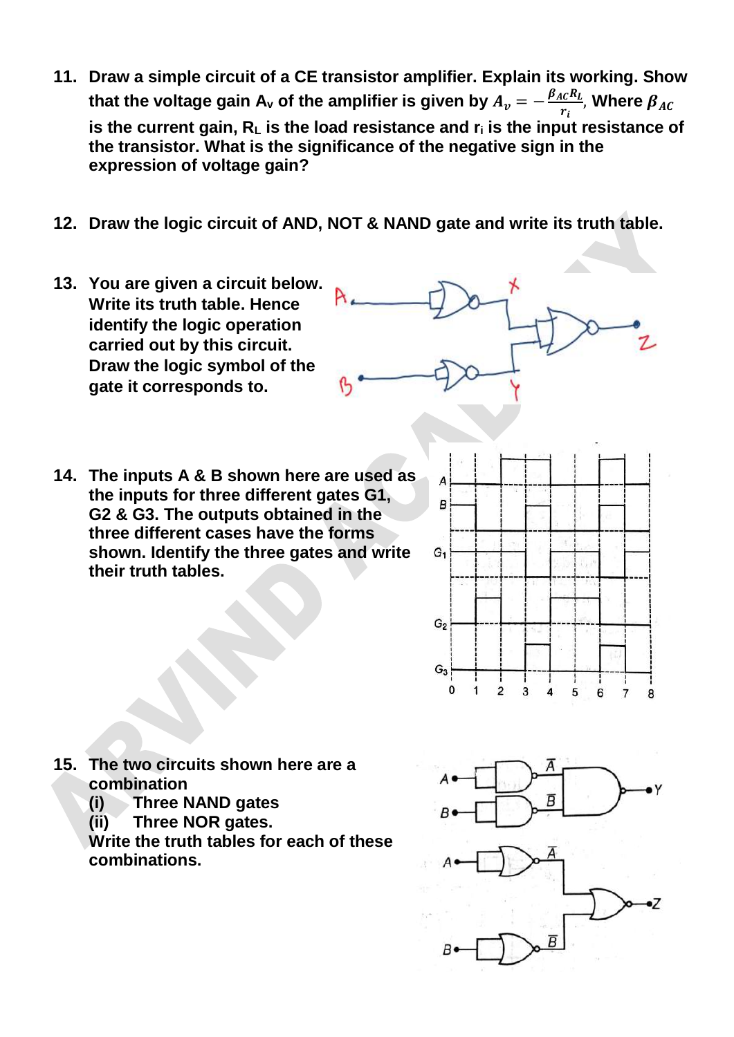11. **Draw a simple circuit of a CE transistor amplifier. Explain its working. Show that the voltage gain $A_v$ of the amplifier is given by $A_v = -\frac{\beta_{AC} R_L}{r_i}$, Where $\beta_{AC}$ is the current gain, $R_L$ is the load resistance and $r_i$ is the input resistance of the transistor. What is the significance of the negative sign in the expression of voltage gain?**

12. **Draw the logic circuit of AND, NOT & NAND gate and write its truth table.**

13. **You are given a circuit below. Write its truth table. Hence identify the logic operation carried out by this circuit. Draw the logic symbol of the gate it corresponds to.**

14. **The inputs A & B shown here are used as the inputs for three different gates G1, G2 & G3. The outputs obtained in the three different cases have the forms shown. Identify the three gates and write their truth tables.**

15. **The two circuits shown here are a combination**
    **(i) Three NAND gates**
    **(ii) Three NOR gates.**
    **Write the truth tables for each of these combinations.**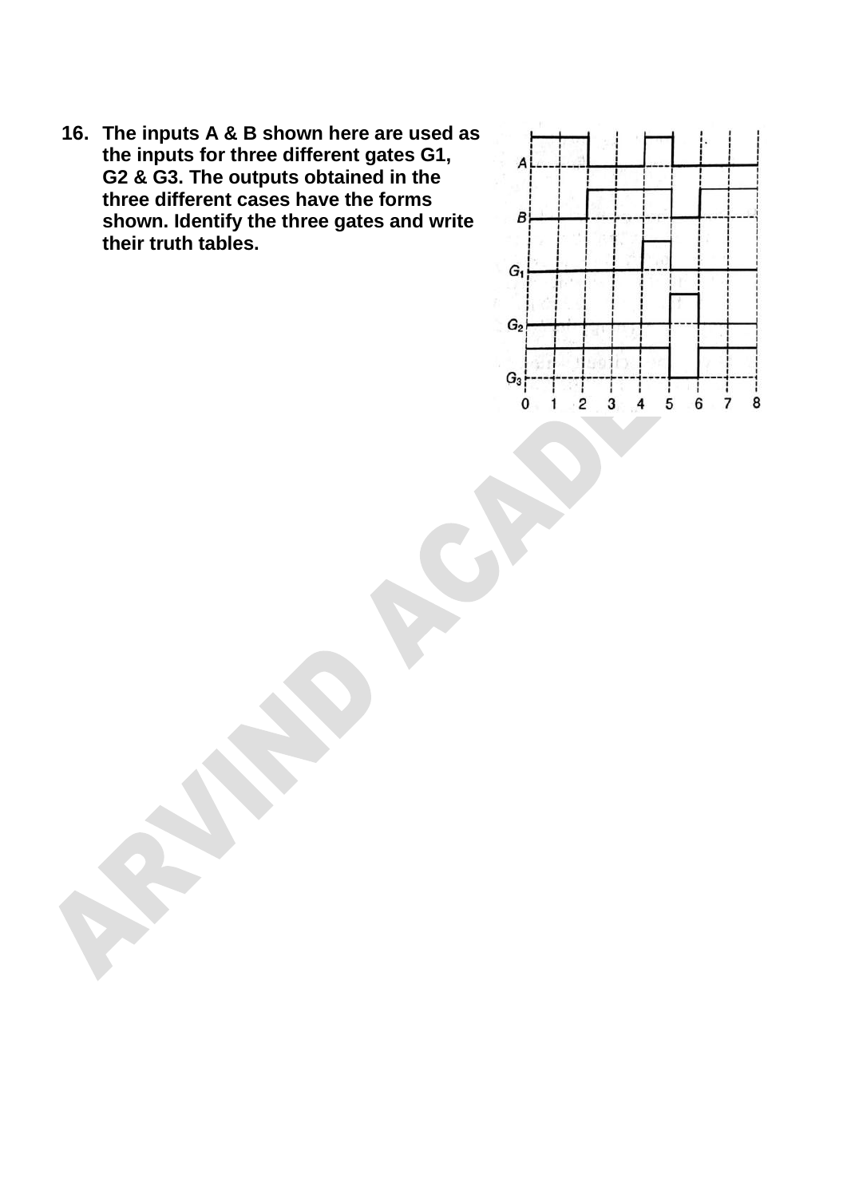16. **The inputs A & B shown here are used as the inputs for three different gates G1, G2 & G3. The outputs obtained in the three different cases have the forms shown. Identify the three gates and write their truth tables.**

A
B
$G_1$
$G_2$
$G_3$
0 1 2 3 4 5 6 7 8